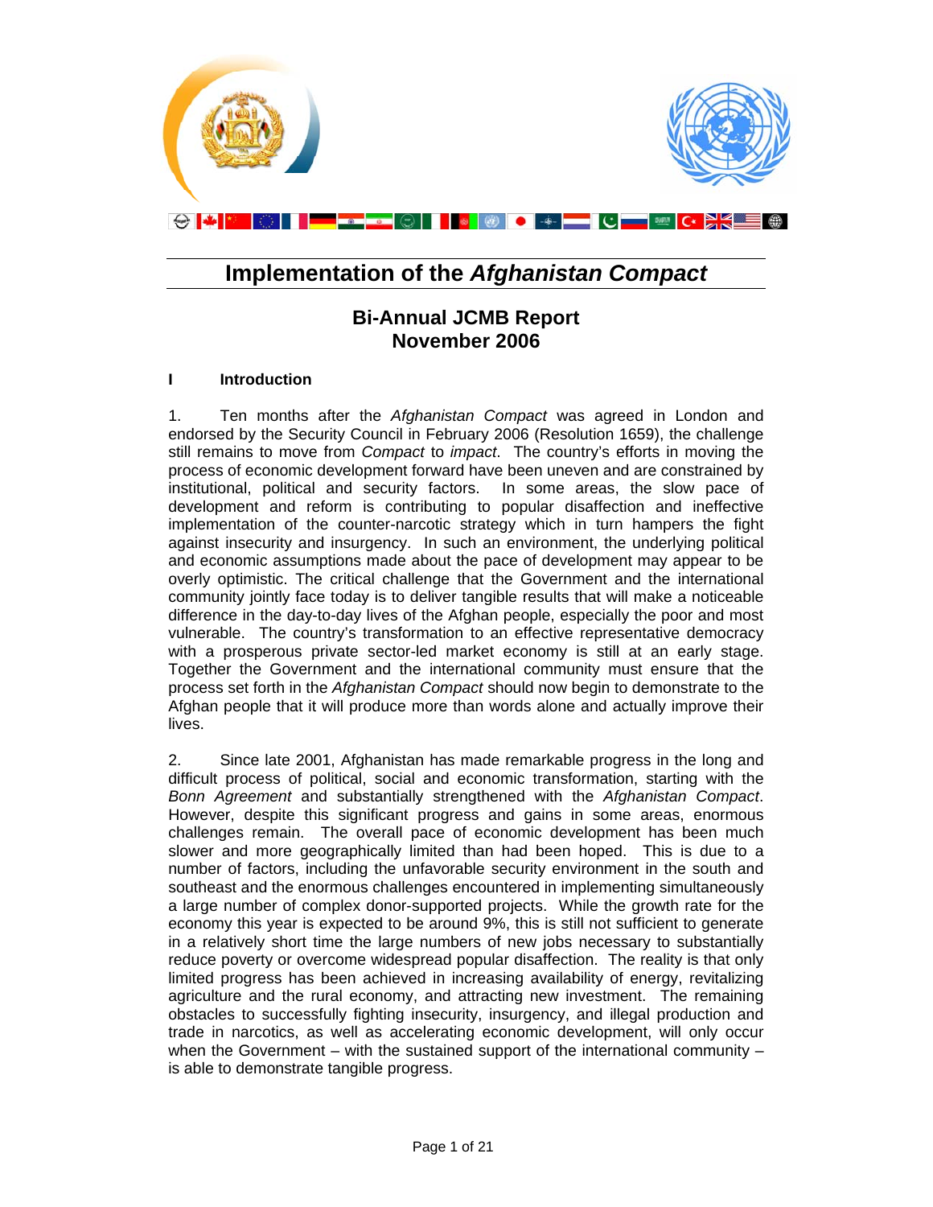# Implementation of the *Afghanistan Compact*

## Bi-Annual JCMB Report
## November 2006

### I Introduction

1. Ten months after the *Afghanistan Compact* was agreed in London and endorsed by the Security Council in February 2006 (Resolution 1659), the challenge still remains to move from *Compact* to *impact*. The country's efforts in moving the process of economic development forward have been uneven and are constrained by institutional, political and security factors. In some areas, the slow pace of development and reform is contributing to popular disaffection and ineffective implementation of the counter-narcotic strategy which in turn hampers the fight against insecurity and insurgency. In such an environment, the underlying political and economic assumptions made about the pace of development may appear to be overly optimistic. The critical challenge that the Government and the international community jointly face today is to deliver tangible results that will make a noticeable difference in the day-to-day lives of the Afghan people, especially the poor and most vulnerable. The country's transformation to an effective representative democracy with a prosperous private sector-led market economy is still at an early stage. Together the Government and the international community must ensure that the process set forth in the *Afghanistan Compact* should now begin to demonstrate to the Afghan people that it will produce more than words alone and actually improve their lives.

2. Since late 2001, Afghanistan has made remarkable progress in the long and difficult process of political, social and economic transformation, starting with the *Bonn Agreement* and substantially strengthened with the *Afghanistan Compact*. However, despite this significant progress and gains in some areas, enormous challenges remain. The overall pace of economic development has been much slower and more geographically limited than had been hoped. This is due to a number of factors, including the unfavorable security environment in the south and southeast and the enormous challenges encountered in implementing simultaneously a large number of complex donor-supported projects. While the growth rate for the economy this year is expected to be around 9%, this is still not sufficient to generate in a relatively short time the large numbers of new jobs necessary to substantially reduce poverty or overcome widespread popular disaffection. The reality is that only limited progress has been achieved in increasing availability of energy, revitalizing agriculture and the rural economy, and attracting new investment. The remaining obstacles to successfully fighting insecurity, insurgency, and illegal production and trade in narcotics, as well as accelerating economic development, will only occur when the Government – with the sustained support of the international community – is able to demonstrate tangible progress.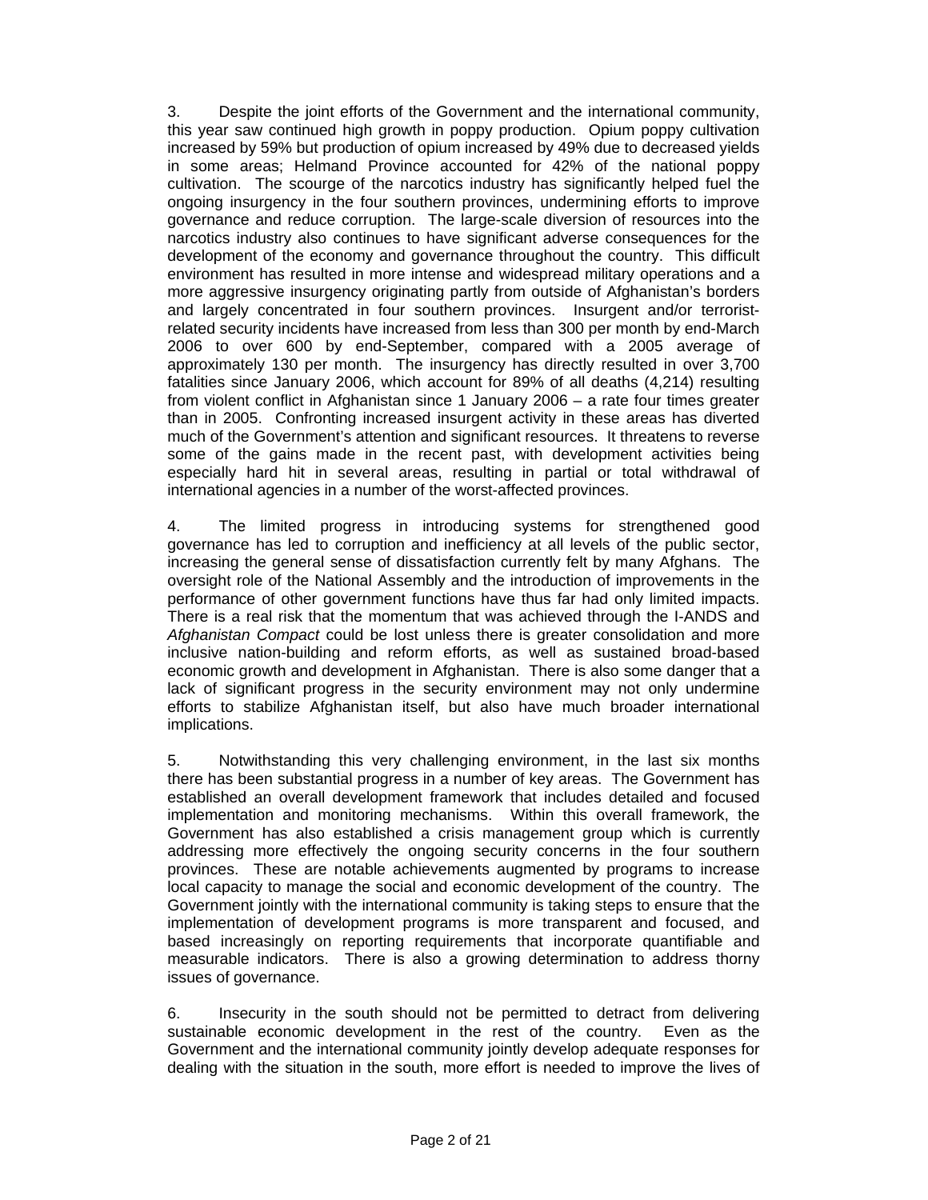3. Despite the joint efforts of the Government and the international community, this year saw continued high growth in poppy production. Opium poppy cultivation increased by 59% but production of opium increased by 49% due to decreased yields in some areas; Helmand Province accounted for 42% of the national poppy cultivation. The scourge of the narcotics industry has significantly helped fuel the ongoing insurgency in the four southern provinces, undermining efforts to improve governance and reduce corruption. The large-scale diversion of resources into the narcotics industry also continues to have significant adverse consequences for the development of the economy and governance throughout the country. This difficult environment has resulted in more intense and widespread military operations and a more aggressive insurgency originating partly from outside of Afghanistan's borders and largely concentrated in four southern provinces. Insurgent and/or terrorist-related security incidents have increased from less than 300 per month by end-March 2006 to over 600 by end-September, compared with a 2005 average of approximately 130 per month. The insurgency has directly resulted in over 3,700 fatalities since January 2006, which account for 89% of all deaths (4,214) resulting from violent conflict in Afghanistan since 1 January 2006 – a rate four times greater than in 2005. Confronting increased insurgent activity in these areas has diverted much of the Government's attention and significant resources. It threatens to reverse some of the gains made in the recent past, with development activities being especially hard hit in several areas, resulting in partial or total withdrawal of international agencies in a number of the worst-affected provinces.

4. The limited progress in introducing systems for strengthened good governance has led to corruption and inefficiency at all levels of the public sector, increasing the general sense of dissatisfaction currently felt by many Afghans. The oversight role of the National Assembly and the introduction of improvements in the performance of other government functions have thus far had only limited impacts. There is a real risk that the momentum that was achieved through the I-ANDS and *Afghanistan Compact* could be lost unless there is greater consolidation and more inclusive nation-building and reform efforts, as well as sustained broad-based economic growth and development in Afghanistan. There is also some danger that a lack of significant progress in the security environment may not only undermine efforts to stabilize Afghanistan itself, but also have much broader international implications.

5. Notwithstanding this very challenging environment, in the last six months there has been substantial progress in a number of key areas. The Government has established an overall development framework that includes detailed and focused implementation and monitoring mechanisms. Within this overall framework, the Government has also established a crisis management group which is currently addressing more effectively the ongoing security concerns in the four southern provinces. These are notable achievements augmented by programs to increase local capacity to manage the social and economic development of the country. The Government jointly with the international community is taking steps to ensure that the implementation of development programs is more transparent and focused, and based increasingly on reporting requirements that incorporate quantifiable and measurable indicators. There is also a growing determination to address thorny issues of governance.

6. Insecurity in the south should not be permitted to detract from delivering sustainable economic development in the rest of the country. Even as the Government and the international community jointly develop adequate responses for dealing with the situation in the south, more effort is needed to improve the lives of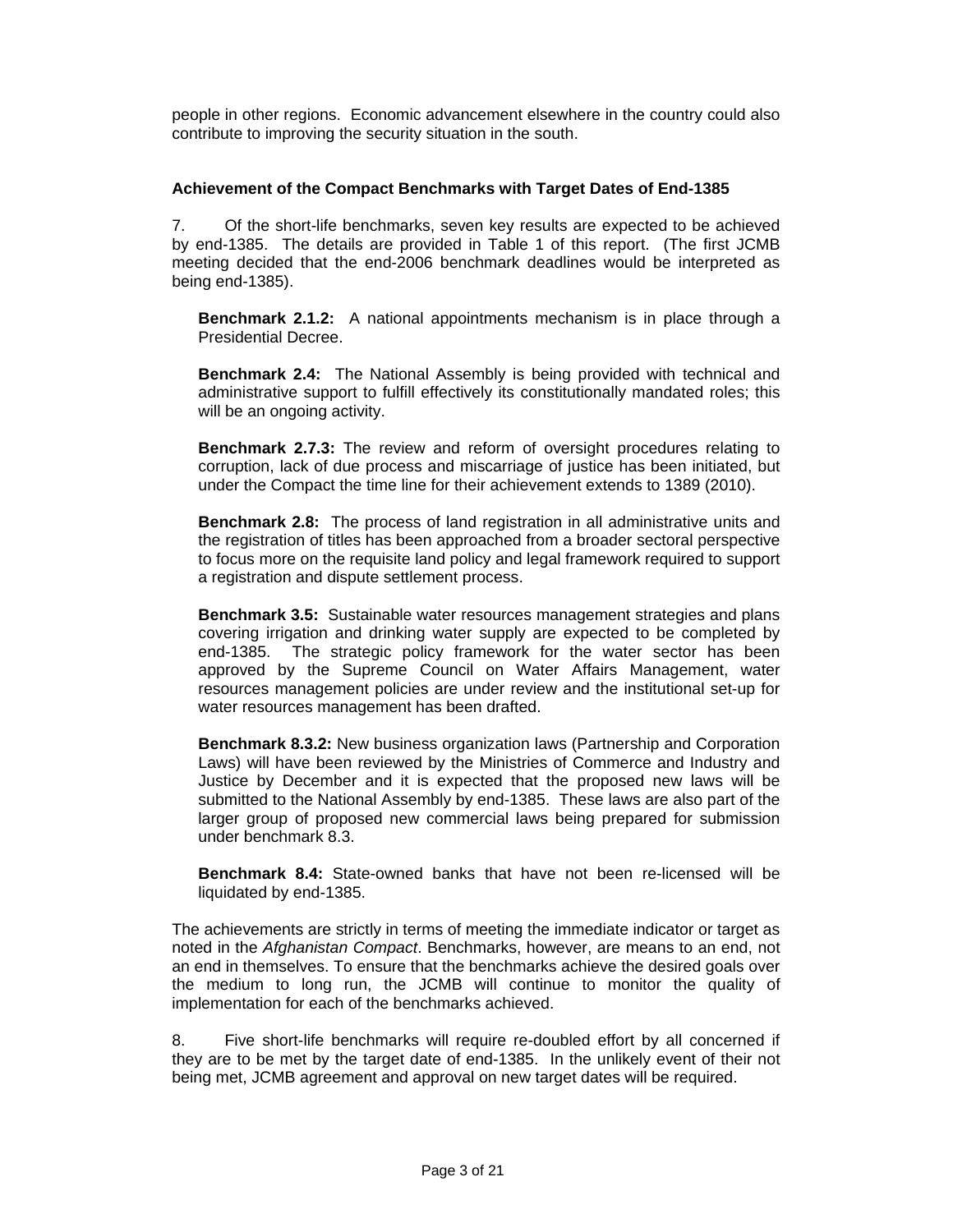people in other regions. Economic advancement elsewhere in the country could also contribute to improving the security situation in the south.

**Achievement of the Compact Benchmarks with Target Dates of End-1385**

7. Of the short-life benchmarks, seven key results are expected to be achieved by end-1385. The details are provided in Table 1 of this report. (The first JCMB meeting decided that the end-2006 benchmark deadlines would be interpreted as being end-1385).

> **Benchmark 2.1.2:** A national appointments mechanism is in place through a Presidential Decree.
>
> **Benchmark 2.4:** The National Assembly is being provided with technical and administrative support to fulfill effectively its constitutionally mandated roles; this will be an ongoing activity.
>
> **Benchmark 2.7.3:** The review and reform of oversight procedures relating to corruption, lack of due process and miscarriage of justice has been initiated, but under the Compact the time line for their achievement extends to 1389 (2010).
>
> **Benchmark 2.8:** The process of land registration in all administrative units and the registration of titles has been approached from a broader sectoral perspective to focus more on the requisite land policy and legal framework required to support a registration and dispute settlement process.
>
> **Benchmark 3.5:** Sustainable water resources management strategies and plans covering irrigation and drinking water supply are expected to be completed by end-1385. The strategic policy framework for the water sector has been approved by the Supreme Council on Water Affairs Management, water resources management policies are under review and the institutional set-up for water resources management has been drafted.
>
> **Benchmark 8.3.2:** New business organization laws (Partnership and Corporation Laws) will have been reviewed by the Ministries of Commerce and Industry and Justice by December and it is expected that the proposed new laws will be submitted to the National Assembly by end-1385. These laws are also part of the larger group of proposed new commercial laws being prepared for submission under benchmark 8.3.
>
> **Benchmark 8.4:** State-owned banks that have not been re-licensed will be liquidated by end-1385.

The achievements are strictly in terms of meeting the immediate indicator or target as noted in the *Afghanistan Compact*. Benchmarks, however, are means to an end, not an end in themselves. To ensure that the benchmarks achieve the desired goals over the medium to long run, the JCMB will continue to monitor the quality of implementation for each of the benchmarks achieved.

8. Five short-life benchmarks will require re-doubled effort by all concerned if they are to be met by the target date of end-1385. In the unlikely event of their not being met, JCMB agreement and approval on new target dates will be required.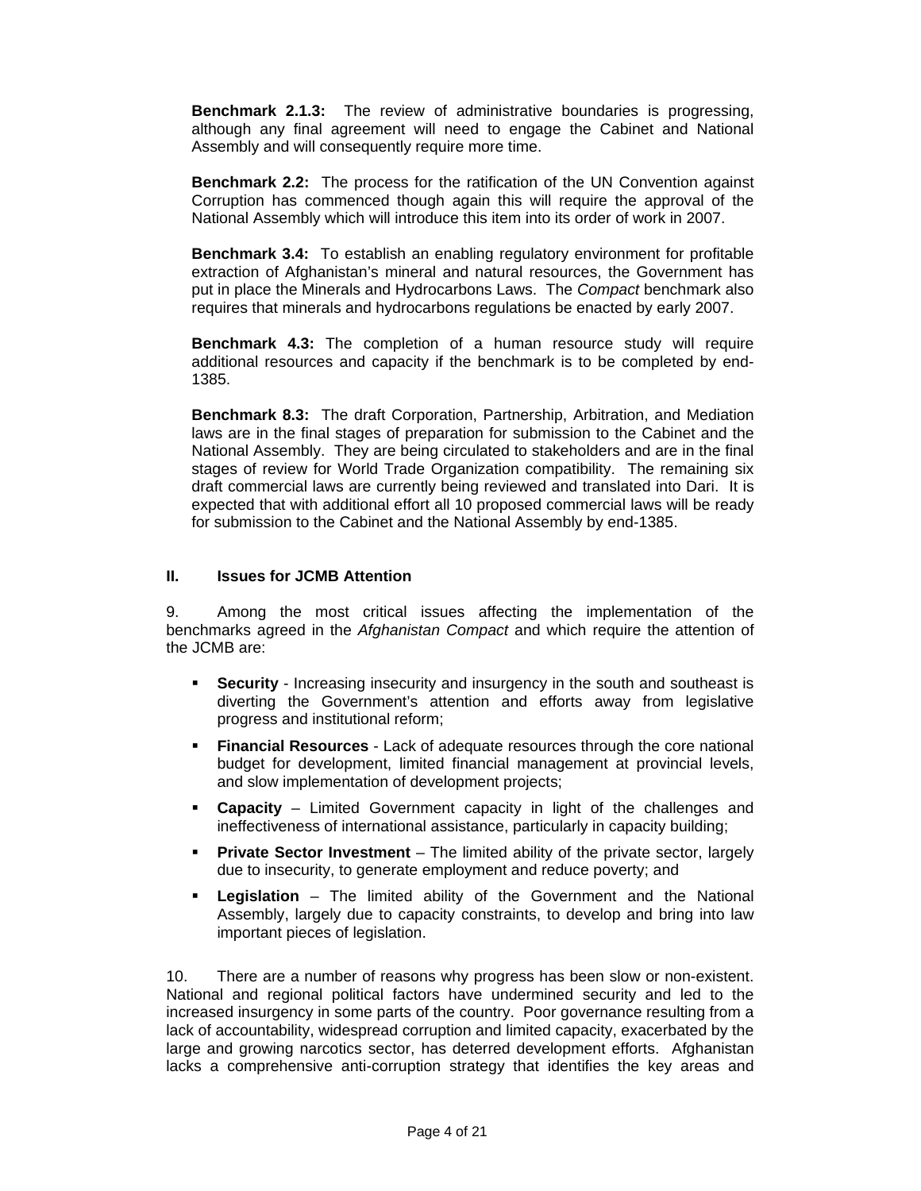**Benchmark 2.1.3:** The review of administrative boundaries is progressing, although any final agreement will need to engage the Cabinet and National Assembly and will consequently require more time.

**Benchmark 2.2:** The process for the ratification of the UN Convention against Corruption has commenced though again this will require the approval of the National Assembly which will introduce this item into its order of work in 2007.

**Benchmark 3.4:** To establish an enabling regulatory environment for profitable extraction of Afghanistan's mineral and natural resources, the Government has put in place the Minerals and Hydrocarbons Laws. The *Compact* benchmark also requires that minerals and hydrocarbons regulations be enacted by early 2007.

**Benchmark 4.3:** The completion of a human resource study will require additional resources and capacity if the benchmark is to be completed by end-1385.

**Benchmark 8.3:** The draft Corporation, Partnership, Arbitration, and Mediation laws are in the final stages of preparation for submission to the Cabinet and the National Assembly. They are being circulated to stakeholders and are in the final stages of review for World Trade Organization compatibility. The remaining six draft commercial laws are currently being reviewed and translated into Dari. It is expected that with additional effort all 10 proposed commercial laws will be ready for submission to the Cabinet and the National Assembly by end-1385.

## II. Issues for JCMB Attention

9. Among the most critical issues affecting the implementation of the benchmarks agreed in the *Afghanistan Compact* and which require the attention of the JCMB are:

- **Security** - Increasing insecurity and insurgency in the south and southeast is diverting the Government's attention and efforts away from legislative progress and institutional reform;
- **Financial Resources** - Lack of adequate resources through the core national budget for development, limited financial management at provincial levels, and slow implementation of development projects;
- **Capacity** – Limited Government capacity in light of the challenges and ineffectiveness of international assistance, particularly in capacity building;
- **Private Sector Investment** – The limited ability of the private sector, largely due to insecurity, to generate employment and reduce poverty; and
- **Legislation** – The limited ability of the Government and the National Assembly, largely due to capacity constraints, to develop and bring into law important pieces of legislation.

10. There are a number of reasons why progress has been slow or non-existent. National and regional political factors have undermined security and led to the increased insurgency in some parts of the country. Poor governance resulting from a lack of accountability, widespread corruption and limited capacity, exacerbated by the large and growing narcotics sector, has deterred development efforts. Afghanistan lacks a comprehensive anti-corruption strategy that identifies the key areas and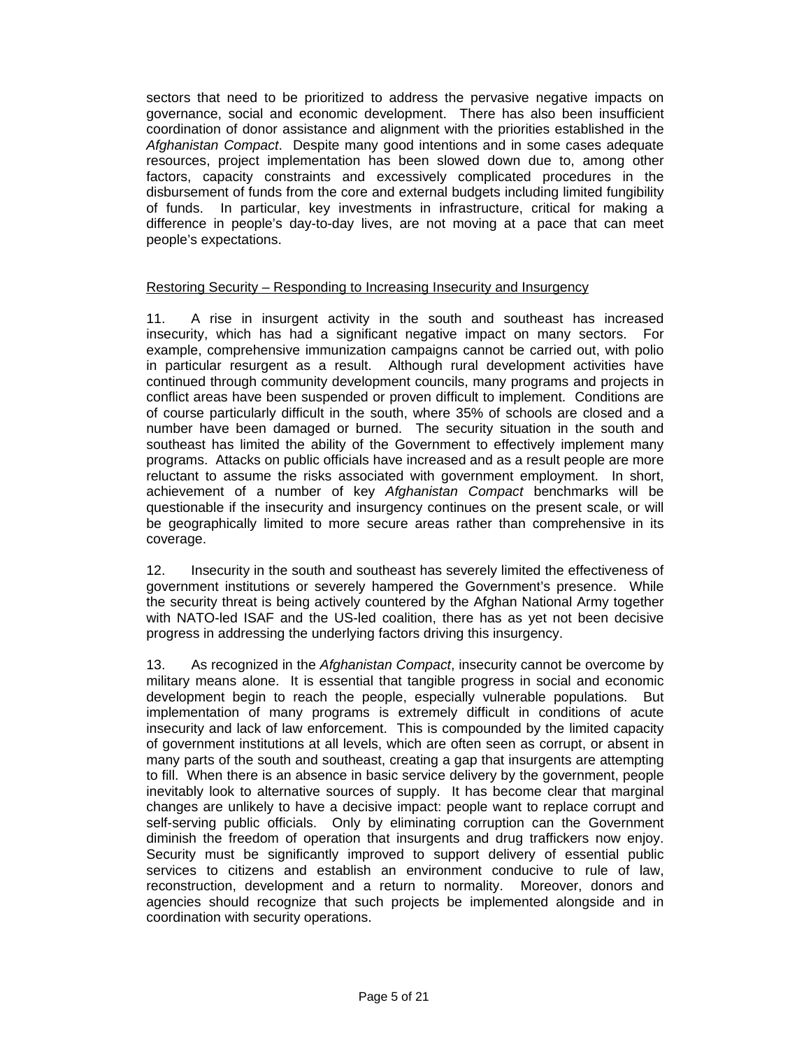sectors that need to be prioritized to address the pervasive negative impacts on governance, social and economic development. There has also been insufficient coordination of donor assistance and alignment with the priorities established in the *Afghanistan Compact*. Despite many good intentions and in some cases adequate resources, project implementation has been slowed down due to, among other factors, capacity constraints and excessively complicated procedures in the disbursement of funds from the core and external budgets including limited fungibility of funds. In particular, key investments in infrastructure, critical for making a difference in people's day-to-day lives, are not moving at a pace that can meet people's expectations.

<u>Restoring Security – Responding to Increasing Insecurity and Insurgency</u>

11. A rise in insurgent activity in the south and southeast has increased insecurity, which has had a significant negative impact on many sectors. For example, comprehensive immunization campaigns cannot be carried out, with polio in particular resurgent as a result. Although rural development activities have continued through community development councils, many programs and projects in conflict areas have been suspended or proven difficult to implement. Conditions are of course particularly difficult in the south, where 35% of schools are closed and a number have been damaged or burned. The security situation in the south and southeast has limited the ability of the Government to effectively implement many programs. Attacks on public officials have increased and as a result people are more reluctant to assume the risks associated with government employment. In short, achievement of a number of key *Afghanistan Compact* benchmarks will be questionable if the insecurity and insurgency continues on the present scale, or will be geographically limited to more secure areas rather than comprehensive in its coverage.

12. Insecurity in the south and southeast has severely limited the effectiveness of government institutions or severely hampered the Government's presence. While the security threat is being actively countered by the Afghan National Army together with NATO-led ISAF and the US-led coalition, there has as yet not been decisive progress in addressing the underlying factors driving this insurgency.

13. As recognized in the *Afghanistan Compact*, insecurity cannot be overcome by military means alone. It is essential that tangible progress in social and economic development begin to reach the people, especially vulnerable populations. But implementation of many programs is extremely difficult in conditions of acute insecurity and lack of law enforcement. This is compounded by the limited capacity of government institutions at all levels, which are often seen as corrupt, or absent in many parts of the south and southeast, creating a gap that insurgents are attempting to fill. When there is an absence in basic service delivery by the government, people inevitably look to alternative sources of supply. It has become clear that marginal changes are unlikely to have a decisive impact: people want to replace corrupt and self-serving public officials. Only by eliminating corruption can the Government diminish the freedom of operation that insurgents and drug traffickers now enjoy. Security must be significantly improved to support delivery of essential public services to citizens and establish an environment conducive to rule of law, reconstruction, development and a return to normality. Moreover, donors and agencies should recognize that such projects be implemented alongside and in coordination with security operations.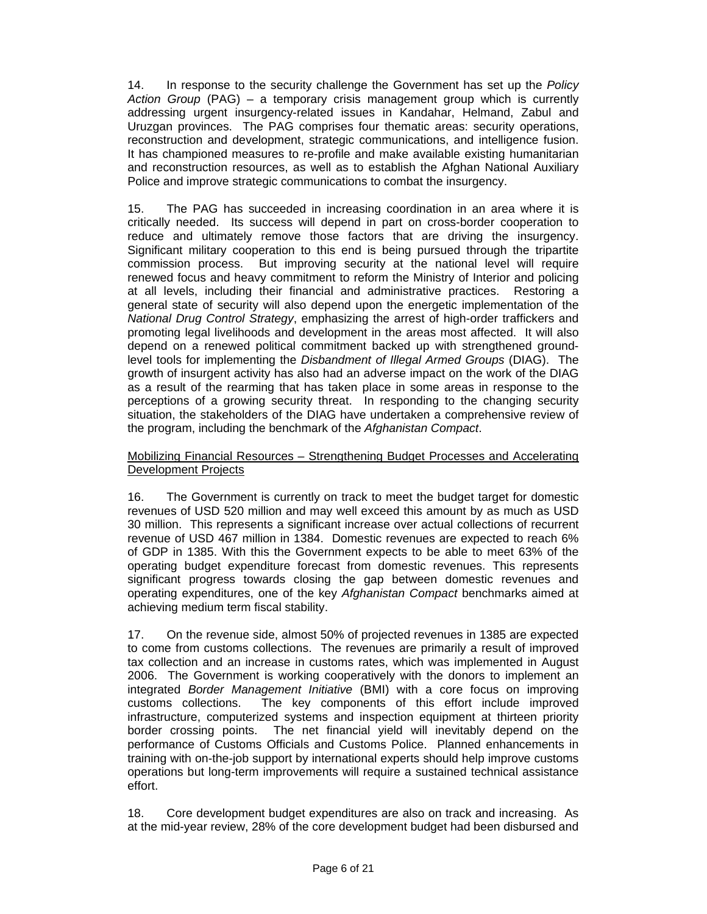14. In response to the security challenge the Government has set up the *Policy Action Group* (PAG) – a temporary crisis management group which is currently addressing urgent insurgency-related issues in Kandahar, Helmand, Zabul and Uruzgan provinces. The PAG comprises four thematic areas: security operations, reconstruction and development, strategic communications, and intelligence fusion. It has championed measures to re-profile and make available existing humanitarian and reconstruction resources, as well as to establish the Afghan National Auxiliary Police and improve strategic communications to combat the insurgency.

15. The PAG has succeeded in increasing coordination in an area where it is critically needed. Its success will depend in part on cross-border cooperation to reduce and ultimately remove those factors that are driving the insurgency. Significant military cooperation to this end is being pursued through the tripartite commission process. But improving security at the national level will require renewed focus and heavy commitment to reform the Ministry of Interior and policing at all levels, including their financial and administrative practices. Restoring a general state of security will also depend upon the energetic implementation of the *National Drug Control Strategy*, emphasizing the arrest of high-order traffickers and promoting legal livelihoods and development in the areas most affected. It will also depend on a renewed political commitment backed up with strengthened ground-level tools for implementing the *Disbandment of Illegal Armed Groups* (DIAG). The growth of insurgent activity has also had an adverse impact on the work of the DIAG as a result of the rearming that has taken place in some areas in response to the perceptions of a growing security threat. In responding to the changing security situation, the stakeholders of the DIAG have undertaken a comprehensive review of the program, including the benchmark of the *Afghanistan Compact*.

<u>Mobilizing Financial Resources – Strengthening Budget Processes and Accelerating Development Projects</u>

16. The Government is currently on track to meet the budget target for domestic revenues of USD 520 million and may well exceed this amount by as much as USD 30 million. This represents a significant increase over actual collections of recurrent revenue of USD 467 million in 1384. Domestic revenues are expected to reach 6% of GDP in 1385. With this the Government expects to be able to meet 63% of the operating budget expenditure forecast from domestic revenues. This represents significant progress towards closing the gap between domestic revenues and operating expenditures, one of the key *Afghanistan Compact* benchmarks aimed at achieving medium term fiscal stability.

17. On the revenue side, almost 50% of projected revenues in 1385 are expected to come from customs collections. The revenues are primarily a result of improved tax collection and an increase in customs rates, which was implemented in August 2006. The Government is working cooperatively with the donors to implement an integrated *Border Management Initiative* (BMI) with a core focus on improving customs collections. The key components of this effort include improved infrastructure, computerized systems and inspection equipment at thirteen priority border crossing points. The net financial yield will inevitably depend on the performance of Customs Officials and Customs Police. Planned enhancements in training with on-the-job support by international experts should help improve customs operations but long-term improvements will require a sustained technical assistance effort.

18. Core development budget expenditures are also on track and increasing. As at the mid-year review, 28% of the core development budget had been disbursed and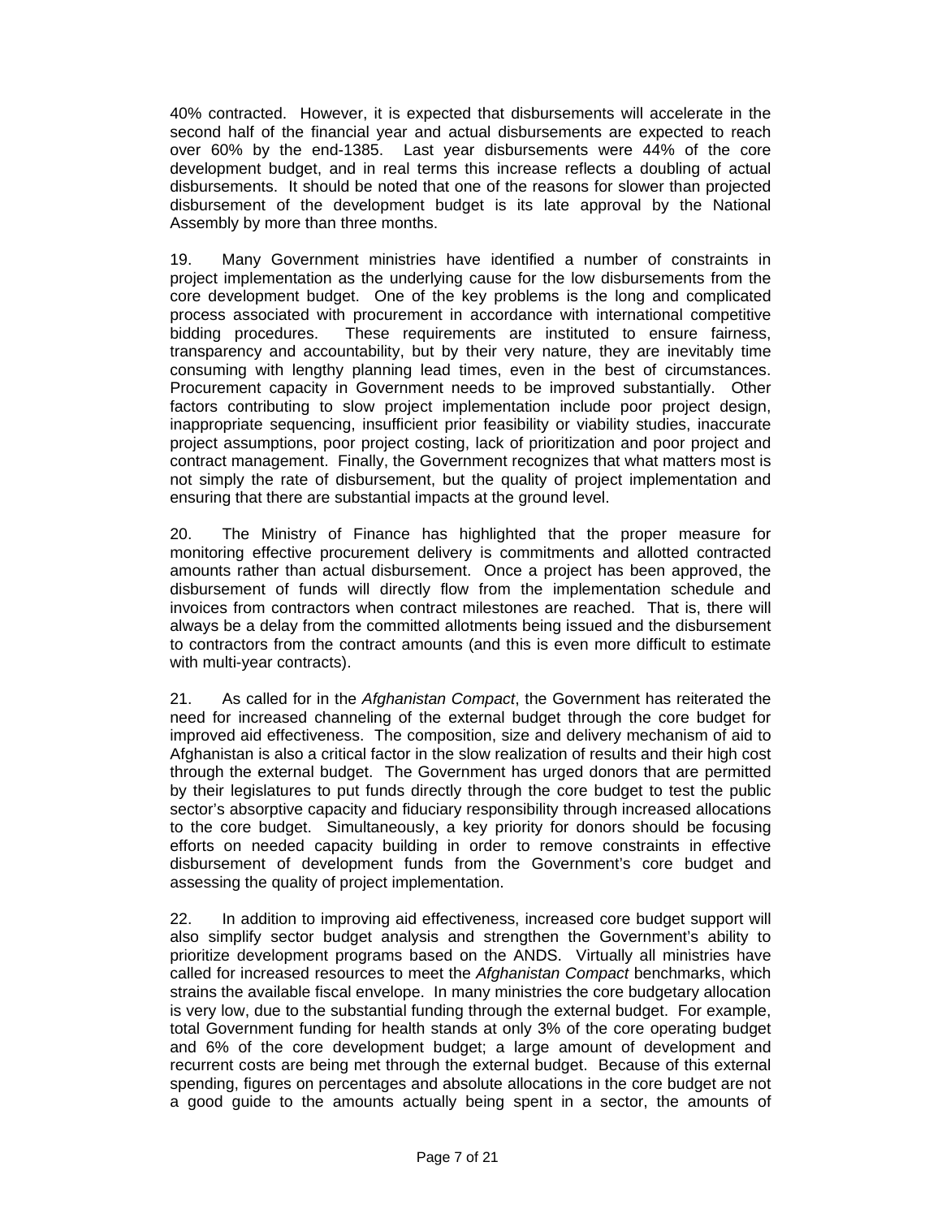40% contracted. However, it is expected that disbursements will accelerate in the second half of the financial year and actual disbursements are expected to reach over 60% by the end-1385. Last year disbursements were 44% of the core development budget, and in real terms this increase reflects a doubling of actual disbursements. It should be noted that one of the reasons for slower than projected disbursement of the development budget is its late approval by the National Assembly by more than three months.

19. Many Government ministries have identified a number of constraints in project implementation as the underlying cause for the low disbursements from the core development budget. One of the key problems is the long and complicated process associated with procurement in accordance with international competitive bidding procedures. These requirements are instituted to ensure fairness, transparency and accountability, but by their very nature, they are inevitably time consuming with lengthy planning lead times, even in the best of circumstances. Procurement capacity in Government needs to be improved substantially. Other factors contributing to slow project implementation include poor project design, inappropriate sequencing, insufficient prior feasibility or viability studies, inaccurate project assumptions, poor project costing, lack of prioritization and poor project and contract management. Finally, the Government recognizes that what matters most is not simply the rate of disbursement, but the quality of project implementation and ensuring that there are substantial impacts at the ground level.

20. The Ministry of Finance has highlighted that the proper measure for monitoring effective procurement delivery is commitments and allotted contracted amounts rather than actual disbursement. Once a project has been approved, the disbursement of funds will directly flow from the implementation schedule and invoices from contractors when contract milestones are reached. That is, there will always be a delay from the committed allotments being issued and the disbursement to contractors from the contract amounts (and this is even more difficult to estimate with multi-year contracts).

21. As called for in the *Afghanistan Compact*, the Government has reiterated the need for increased channeling of the external budget through the core budget for improved aid effectiveness. The composition, size and delivery mechanism of aid to Afghanistan is also a critical factor in the slow realization of results and their high cost through the external budget. The Government has urged donors that are permitted by their legislatures to put funds directly through the core budget to test the public sector's absorptive capacity and fiduciary responsibility through increased allocations to the core budget. Simultaneously, a key priority for donors should be focusing efforts on needed capacity building in order to remove constraints in effective disbursement of development funds from the Government's core budget and assessing the quality of project implementation.

22. In addition to improving aid effectiveness, increased core budget support will also simplify sector budget analysis and strengthen the Government's ability to prioritize development programs based on the ANDS. Virtually all ministries have called for increased resources to meet the *Afghanistan Compact* benchmarks, which strains the available fiscal envelope. In many ministries the core budgetary allocation is very low, due to the substantial funding through the external budget. For example, total Government funding for health stands at only 3% of the core operating budget and 6% of the core development budget; a large amount of development and recurrent costs are being met through the external budget. Because of this external spending, figures on percentages and absolute allocations in the core budget are not a good guide to the amounts actually being spent in a sector, the amounts of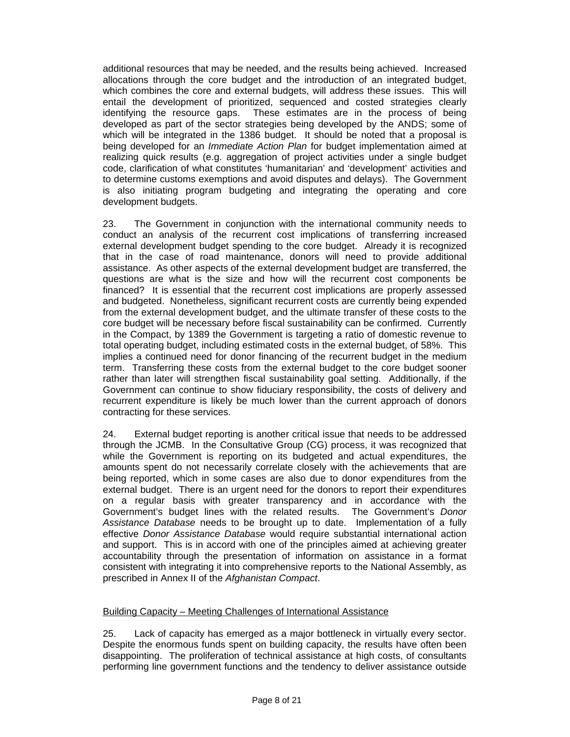additional resources that may be needed, and the results being achieved. Increased allocations through the core budget and the introduction of an integrated budget, which combines the core and external budgets, will address these issues. This will entail the development of prioritized, sequenced and costed strategies clearly identifying the resource gaps. These estimates are in the process of being developed as part of the sector strategies being developed by the ANDS; some of which will be integrated in the 1386 budget. It should be noted that a proposal is being developed for an *Immediate Action Plan* for budget implementation aimed at realizing quick results (e.g. aggregation of project activities under a single budget code, clarification of what constitutes 'humanitarian' and 'development' activities and to determine customs exemptions and avoid disputes and delays). The Government is also initiating program budgeting and integrating the operating and core development budgets.

23. The Government in conjunction with the international community needs to conduct an analysis of the recurrent cost implications of transferring increased external development budget spending to the core budget. Already it is recognized that in the case of road maintenance, donors will need to provide additional assistance. As other aspects of the external development budget are transferred, the questions are what is the size and how will the recurrent cost components be financed? It is essential that the recurrent cost implications are properly assessed and budgeted. Nonetheless, significant recurrent costs are currently being expended from the external development budget, and the ultimate transfer of these costs to the core budget will be necessary before fiscal sustainability can be confirmed. Currently in the Compact, by 1389 the Government is targeting a ratio of domestic revenue to total operating budget, including estimated costs in the external budget, of 58%. This implies a continued need for donor financing of the recurrent budget in the medium term. Transferring these costs from the external budget to the core budget sooner rather than later will strengthen fiscal sustainability goal setting. Additionally, if the Government can continue to show fiduciary responsibility, the costs of delivery and recurrent expenditure is likely be much lower than the current approach of donors contracting for these services.

24. External budget reporting is another critical issue that needs to be addressed through the JCMB. In the Consultative Group (CG) process, it was recognized that while the Government is reporting on its budgeted and actual expenditures, the amounts spent do not necessarily correlate closely with the achievements that are being reported, which in some cases are also due to donor expenditures from the external budget. There is an urgent need for the donors to report their expenditures on a regular basis with greater transparency and in accordance with the Government's budget lines with the related results. The Government's *Donor Assistance Database* needs to be brought up to date. Implementation of a fully effective *Donor Assistance Database* would require substantial international action and support. This is in accord with one of the principles aimed at achieving greater accountability through the presentation of information on assistance in a format consistent with integrating it into comprehensive reports to the National Assembly, as prescribed in Annex II of the *Afghanistan Compact*.

## Building Capacity – Meeting Challenges of International Assistance

25. Lack of capacity has emerged as a major bottleneck in virtually every sector. Despite the enormous funds spent on building capacity, the results have often been disappointing. The proliferation of technical assistance at high costs, of consultants performing line government functions and the tendency to deliver assistance outside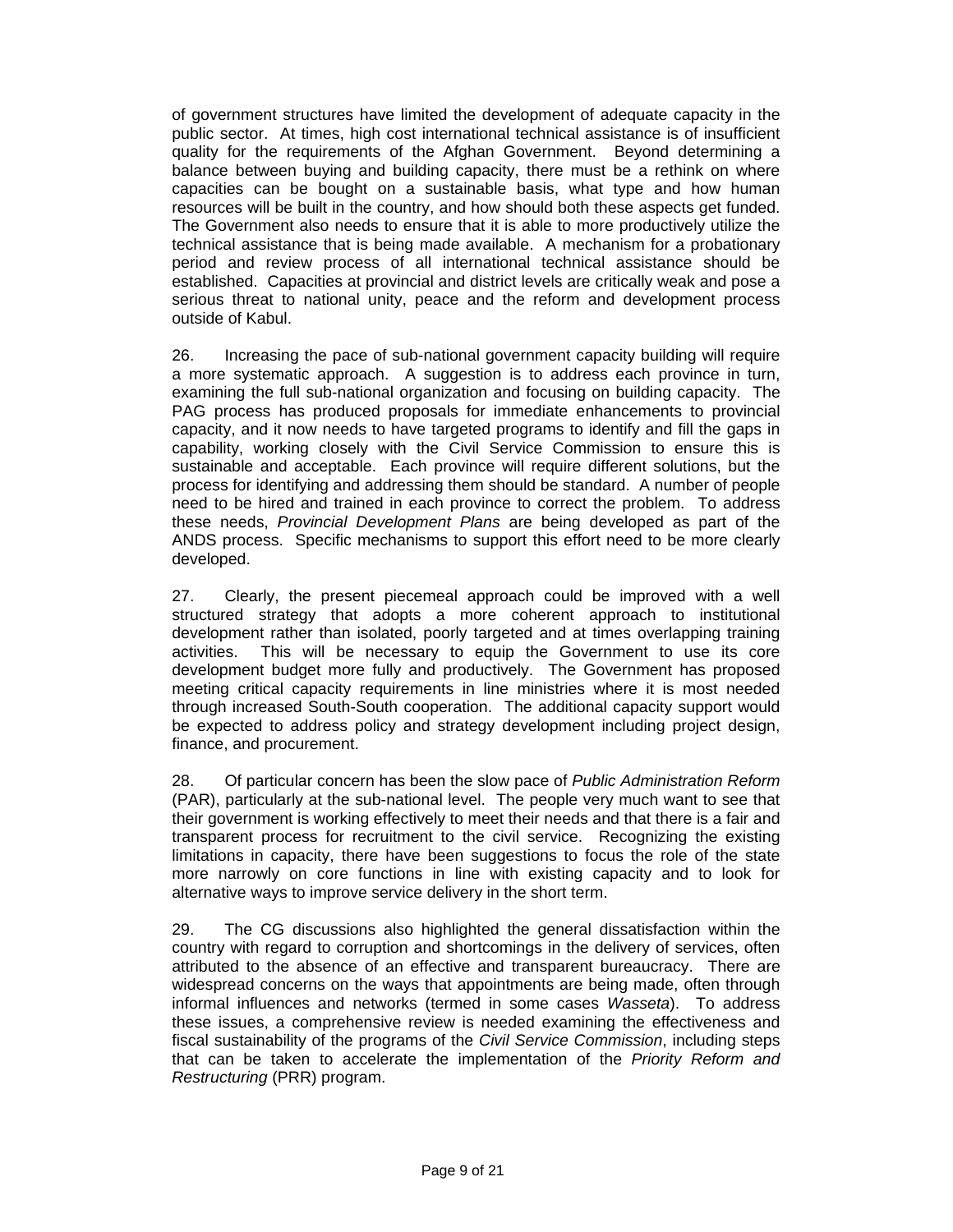of government structures have limited the development of adequate capacity in the public sector. At times, high cost international technical assistance is of insufficient quality for the requirements of the Afghan Government. Beyond determining a balance between buying and building capacity, there must be a rethink on where capacities can be bought on a sustainable basis, what type and how human resources will be built in the country, and how should both these aspects get funded. The Government also needs to ensure that it is able to more productively utilize the technical assistance that is being made available. A mechanism for a probationary period and review process of all international technical assistance should be established. Capacities at provincial and district levels are critically weak and pose a serious threat to national unity, peace and the reform and development process outside of Kabul.

26. Increasing the pace of sub-national government capacity building will require a more systematic approach. A suggestion is to address each province in turn, examining the full sub-national organization and focusing on building capacity. The PAG process has produced proposals for immediate enhancements to provincial capacity, and it now needs to have targeted programs to identify and fill the gaps in capability, working closely with the Civil Service Commission to ensure this is sustainable and acceptable. Each province will require different solutions, but the process for identifying and addressing them should be standard. A number of people need to be hired and trained in each province to correct the problem. To address these needs, *Provincial Development Plans* are being developed as part of the ANDS process. Specific mechanisms to support this effort need to be more clearly developed.

27. Clearly, the present piecemeal approach could be improved with a well structured strategy that adopts a more coherent approach to institutional development rather than isolated, poorly targeted and at times overlapping training activities. This will be necessary to equip the Government to use its core development budget more fully and productively. The Government has proposed meeting critical capacity requirements in line ministries where it is most needed through increased South-South cooperation. The additional capacity support would be expected to address policy and strategy development including project design, finance, and procurement.

28. Of particular concern has been the slow pace of *Public Administration Reform* (PAR), particularly at the sub-national level. The people very much want to see that their government is working effectively to meet their needs and that there is a fair and transparent process for recruitment to the civil service. Recognizing the existing limitations in capacity, there have been suggestions to focus the role of the state more narrowly on core functions in line with existing capacity and to look for alternative ways to improve service delivery in the short term.

29. The CG discussions also highlighted the general dissatisfaction within the country with regard to corruption and shortcomings in the delivery of services, often attributed to the absence of an effective and transparent bureaucracy. There are widespread concerns on the ways that appointments are being made, often through informal influences and networks (termed in some cases *Wasseta*). To address these issues, a comprehensive review is needed examining the effectiveness and fiscal sustainability of the programs of the *Civil Service Commission*, including steps that can be taken to accelerate the implementation of the *Priority Reform and Restructuring* (PRR) program.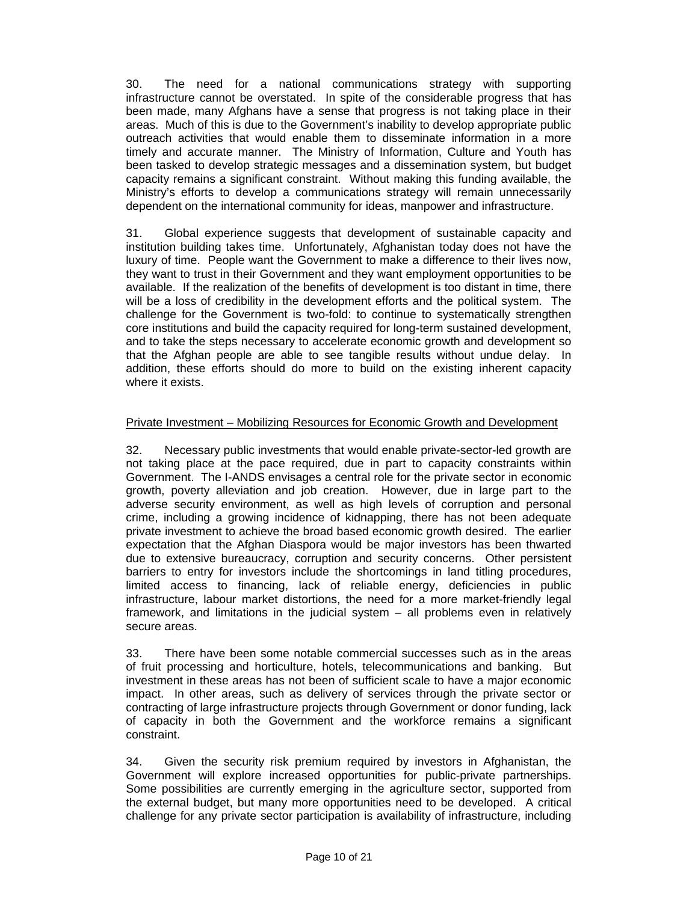30. The need for a national communications strategy with supporting infrastructure cannot be overstated. In spite of the considerable progress that has been made, many Afghans have a sense that progress is not taking place in their areas. Much of this is due to the Government's inability to develop appropriate public outreach activities that would enable them to disseminate information in a more timely and accurate manner. The Ministry of Information, Culture and Youth has been tasked to develop strategic messages and a dissemination system, but budget capacity remains a significant constraint. Without making this funding available, the Ministry's efforts to develop a communications strategy will remain unnecessarily dependent on the international community for ideas, manpower and infrastructure.

31. Global experience suggests that development of sustainable capacity and institution building takes time. Unfortunately, Afghanistan today does not have the luxury of time. People want the Government to make a difference to their lives now, they want to trust in their Government and they want employment opportunities to be available. If the realization of the benefits of development is too distant in time, there will be a loss of credibility in the development efforts and the political system. The challenge for the Government is two-fold: to continue to systematically strengthen core institutions and build the capacity required for long-term sustained development, and to take the steps necessary to accelerate economic growth and development so that the Afghan people are able to see tangible results without undue delay. In addition, these efforts should do more to build on the existing inherent capacity where it exists.

<u>Private Investment – Mobilizing Resources for Economic Growth and Development</u>

32. Necessary public investments that would enable private-sector-led growth are not taking place at the pace required, due in part to capacity constraints within Government. The I-ANDS envisages a central role for the private sector in economic growth, poverty alleviation and job creation. However, due in large part to the adverse security environment, as well as high levels of corruption and personal crime, including a growing incidence of kidnapping, there has not been adequate private investment to achieve the broad based economic growth desired. The earlier expectation that the Afghan Diaspora would be major investors has been thwarted due to extensive bureaucracy, corruption and security concerns. Other persistent barriers to entry for investors include the shortcomings in land titling procedures, limited access to financing, lack of reliable energy, deficiencies in public infrastructure, labour market distortions, the need for a more market-friendly legal framework, and limitations in the judicial system – all problems even in relatively secure areas.

33. There have been some notable commercial successes such as in the areas of fruit processing and horticulture, hotels, telecommunications and banking. But investment in these areas has not been of sufficient scale to have a major economic impact. In other areas, such as delivery of services through the private sector or contracting of large infrastructure projects through Government or donor funding, lack of capacity in both the Government and the workforce remains a significant constraint.

34. Given the security risk premium required by investors in Afghanistan, the Government will explore increased opportunities for public-private partnerships. Some possibilities are currently emerging in the agriculture sector, supported from the external budget, but many more opportunities need to be developed. A critical challenge for any private sector participation is availability of infrastructure, including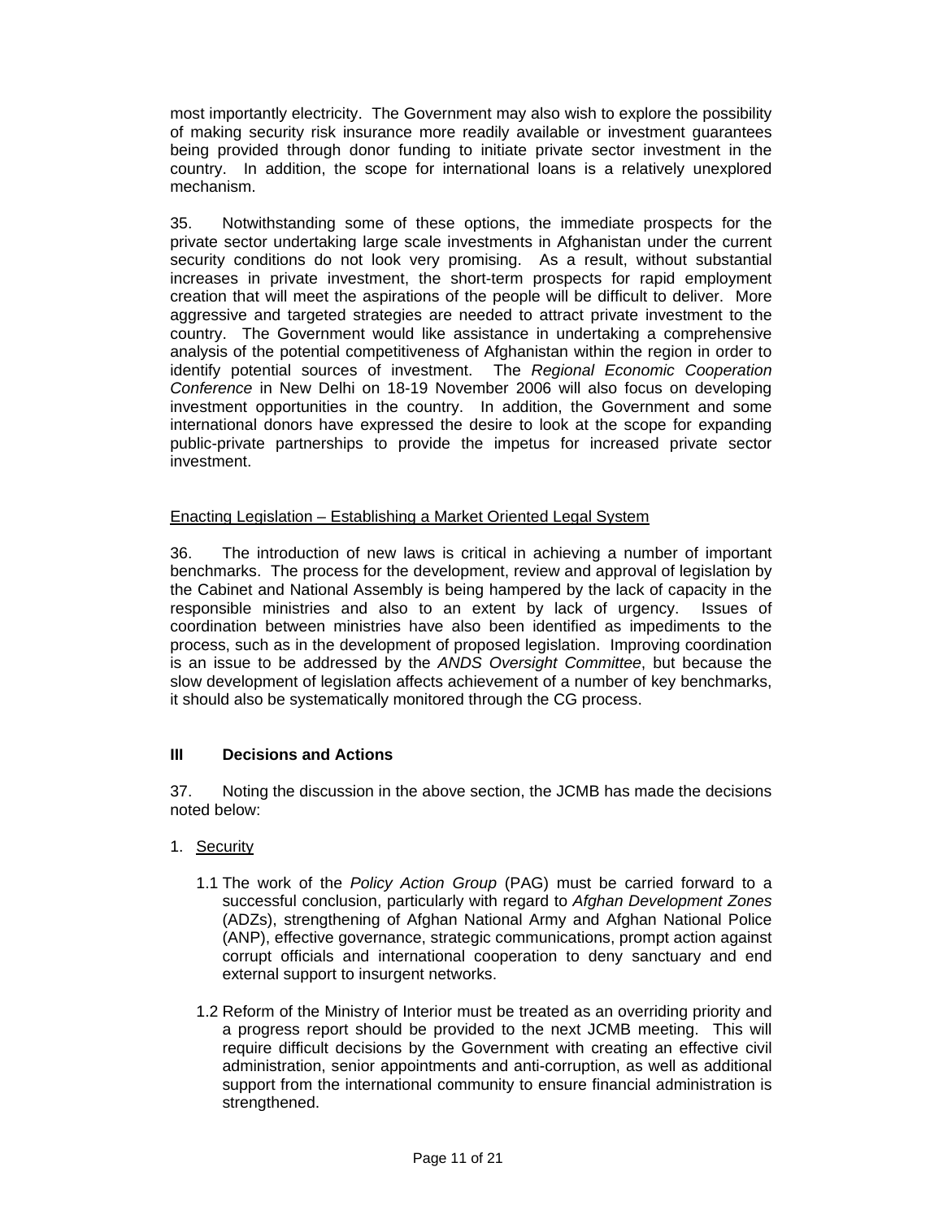most importantly electricity. The Government may also wish to explore the possibility of making security risk insurance more readily available or investment guarantees being provided through donor funding to initiate private sector investment in the country. In addition, the scope for international loans is a relatively unexplored mechanism.

35. Notwithstanding some of these options, the immediate prospects for the private sector undertaking large scale investments in Afghanistan under the current security conditions do not look very promising. As a result, without substantial increases in private investment, the short-term prospects for rapid employment creation that will meet the aspirations of the people will be difficult to deliver. More aggressive and targeted strategies are needed to attract private investment to the country. The Government would like assistance in undertaking a comprehensive analysis of the potential competitiveness of Afghanistan within the region in order to identify potential sources of investment. The *Regional Economic Cooperation Conference* in New Delhi on 18-19 November 2006 will also focus on developing investment opportunities in the country. In addition, the Government and some international donors have expressed the desire to look at the scope for expanding public-private partnerships to provide the impetus for increased private sector investment.

<u>Enacting Legislation – Establishing a Market Oriented Legal System</u>

36. The introduction of new laws is critical in achieving a number of important benchmarks. The process for the development, review and approval of legislation by the Cabinet and National Assembly is being hampered by the lack of capacity in the responsible ministries and also to an extent by lack of urgency. Issues of coordination between ministries have also been identified as impediments to the process, such as in the development of proposed legislation. Improving coordination is an issue to be addressed by the *ANDS Oversight Committee*, but because the slow development of legislation affects achievement of a number of key benchmarks, it should also be systematically monitored through the CG process.

## III Decisions and Actions

37. Noting the discussion in the above section, the JCMB has made the decisions noted below:

1. <u>Security</u>

   1.1 The work of the *Policy Action Group* (PAG) must be carried forward to a successful conclusion, particularly with regard to *Afghan Development Zones* (ADZs), strengthening of Afghan National Army and Afghan National Police (ANP), effective governance, strategic communications, prompt action against corrupt officials and international cooperation to deny sanctuary and end external support to insurgent networks.

   1.2 Reform of the Ministry of Interior must be treated as an overriding priority and a progress report should be provided to the next JCMB meeting. This will require difficult decisions by the Government with creating an effective civil administration, senior appointments and anti-corruption, as well as additional support from the international community to ensure financial administration is strengthened.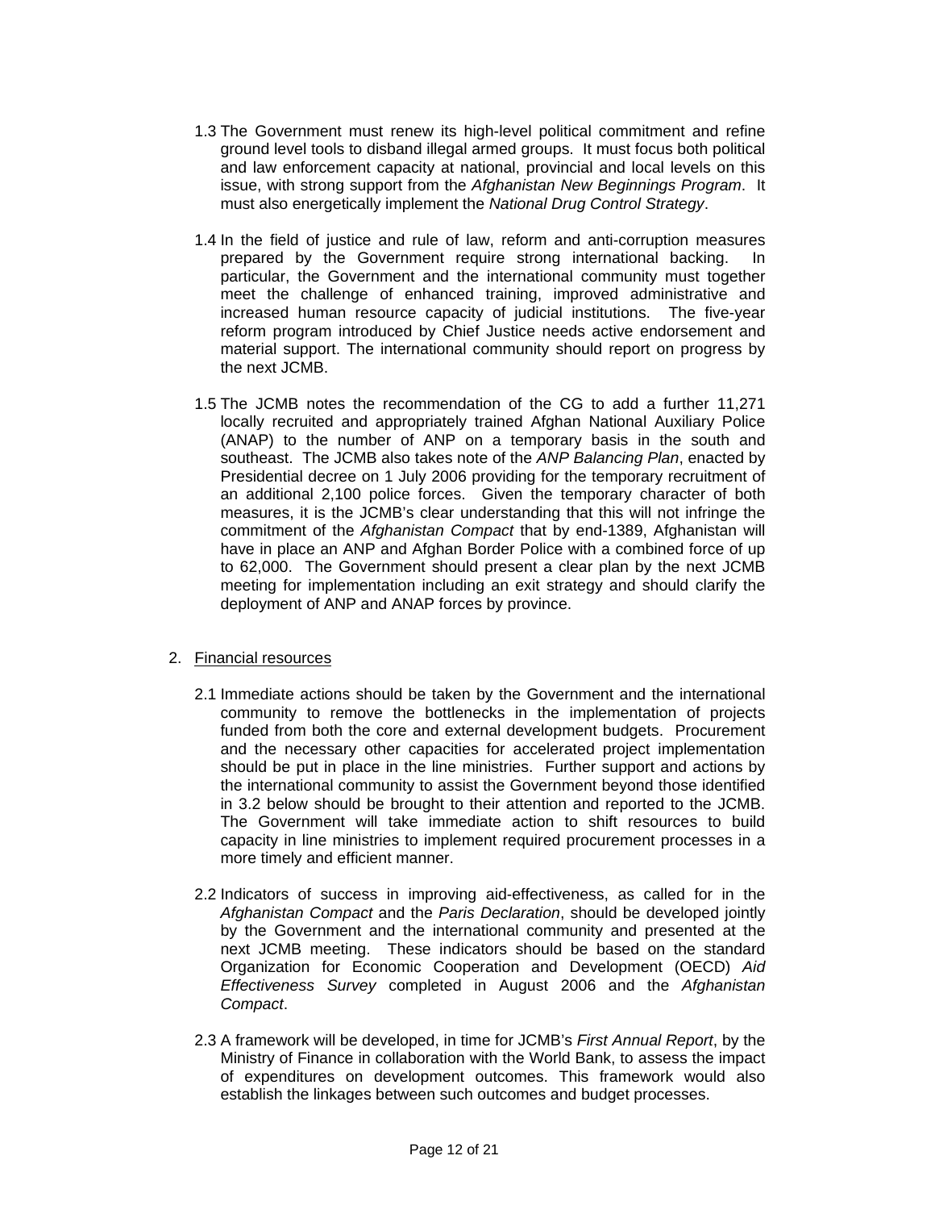1.3 The Government must renew its high-level political commitment and refine ground level tools to disband illegal armed groups. It must focus both political and law enforcement capacity at national, provincial and local levels on this issue, with strong support from the *Afghanistan New Beginnings Program*. It must also energetically implement the *National Drug Control Strategy*.

1.4 In the field of justice and rule of law, reform and anti-corruption measures prepared by the Government require strong international backing. In particular, the Government and the international community must together meet the challenge of enhanced training, improved administrative and increased human resource capacity of judicial institutions. The five-year reform program introduced by Chief Justice needs active endorsement and material support. The international community should report on progress by the next JCMB.

1.5 The JCMB notes the recommendation of the CG to add a further 11,271 locally recruited and appropriately trained Afghan National Auxiliary Police (ANAP) to the number of ANP on a temporary basis in the south and southeast. The JCMB also takes note of the *ANP Balancing Plan*, enacted by Presidential decree on 1 July 2006 providing for the temporary recruitment of an additional 2,100 police forces. Given the temporary character of both measures, it is the JCMB's clear understanding that this will not infringe the commitment of the *Afghanistan Compact* that by end-1389, Afghanistan will have in place an ANP and Afghan Border Police with a combined force of up to 62,000. The Government should present a clear plan by the next JCMB meeting for implementation including an exit strategy and should clarify the deployment of ANP and ANAP forces by province.

2. <u>Financial resources</u>

2.1 Immediate actions should be taken by the Government and the international community to remove the bottlenecks in the implementation of projects funded from both the core and external development budgets. Procurement and the necessary other capacities for accelerated project implementation should be put in place in the line ministries. Further support and actions by the international community to assist the Government beyond those identified in 3.2 below should be brought to their attention and reported to the JCMB. The Government will take immediate action to shift resources to build capacity in line ministries to implement required procurement processes in a more timely and efficient manner.

2.2 Indicators of success in improving aid-effectiveness, as called for in the *Afghanistan Compact* and the *Paris Declaration*, should be developed jointly by the Government and the international community and presented at the next JCMB meeting. These indicators should be based on the standard Organization for Economic Cooperation and Development (OECD) *Aid Effectiveness Survey* completed in August 2006 and the *Afghanistan Compact*.

2.3 A framework will be developed, in time for JCMB's *First Annual Report*, by the Ministry of Finance in collaboration with the World Bank, to assess the impact of expenditures on development outcomes. This framework would also establish the linkages between such outcomes and budget processes.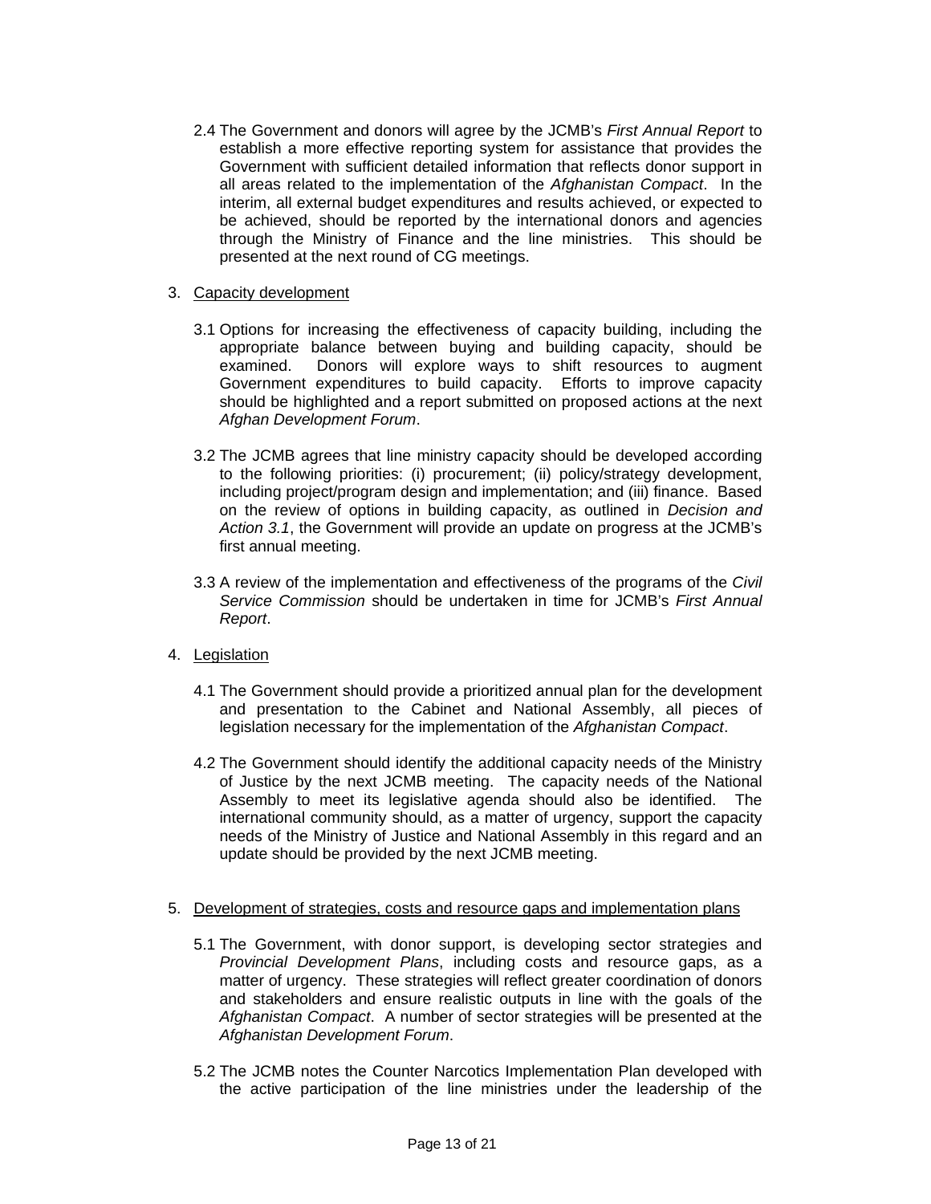2.4 The Government and donors will agree by the JCMB's *First Annual Report* to establish a more effective reporting system for assistance that provides the Government with sufficient detailed information that reflects donor support in all areas related to the implementation of the *Afghanistan Compact*. In the interim, all external budget expenditures and results achieved, or expected to be achieved, should be reported by the international donors and agencies through the Ministry of Finance and the line ministries. This should be presented at the next round of CG meetings.

3. <u>Capacity development</u>

3.1 Options for increasing the effectiveness of capacity building, including the appropriate balance between buying and building capacity, should be examined. Donors will explore ways to shift resources to augment Government expenditures to build capacity. Efforts to improve capacity should be highlighted and a report submitted on proposed actions at the next *Afghan Development Forum*.

3.2 The JCMB agrees that line ministry capacity should be developed according to the following priorities: (i) procurement; (ii) policy/strategy development, including project/program design and implementation; and (iii) finance. Based on the review of options in building capacity, as outlined in *Decision and Action 3.1*, the Government will provide an update on progress at the JCMB's first annual meeting.

3.3 A review of the implementation and effectiveness of the programs of the *Civil Service Commission* should be undertaken in time for JCMB's *First Annual Report*.

4. <u>Legislation</u>

4.1 The Government should provide a prioritized annual plan for the development and presentation to the Cabinet and National Assembly, all pieces of legislation necessary for the implementation of the *Afghanistan Compact*.

4.2 The Government should identify the additional capacity needs of the Ministry of Justice by the next JCMB meeting. The capacity needs of the National Assembly to meet its legislative agenda should also be identified. The international community should, as a matter of urgency, support the capacity needs of the Ministry of Justice and National Assembly in this regard and an update should be provided by the next JCMB meeting.

5. <u>Development of strategies, costs and resource gaps and implementation plans</u>

5.1 The Government, with donor support, is developing sector strategies and *Provincial Development Plans*, including costs and resource gaps, as a matter of urgency. These strategies will reflect greater coordination of donors and stakeholders and ensure realistic outputs in line with the goals of the *Afghanistan Compact*. A number of sector strategies will be presented at the *Afghanistan Development Forum*.

5.2 The JCMB notes the Counter Narcotics Implementation Plan developed with the active participation of the line ministries under the leadership of the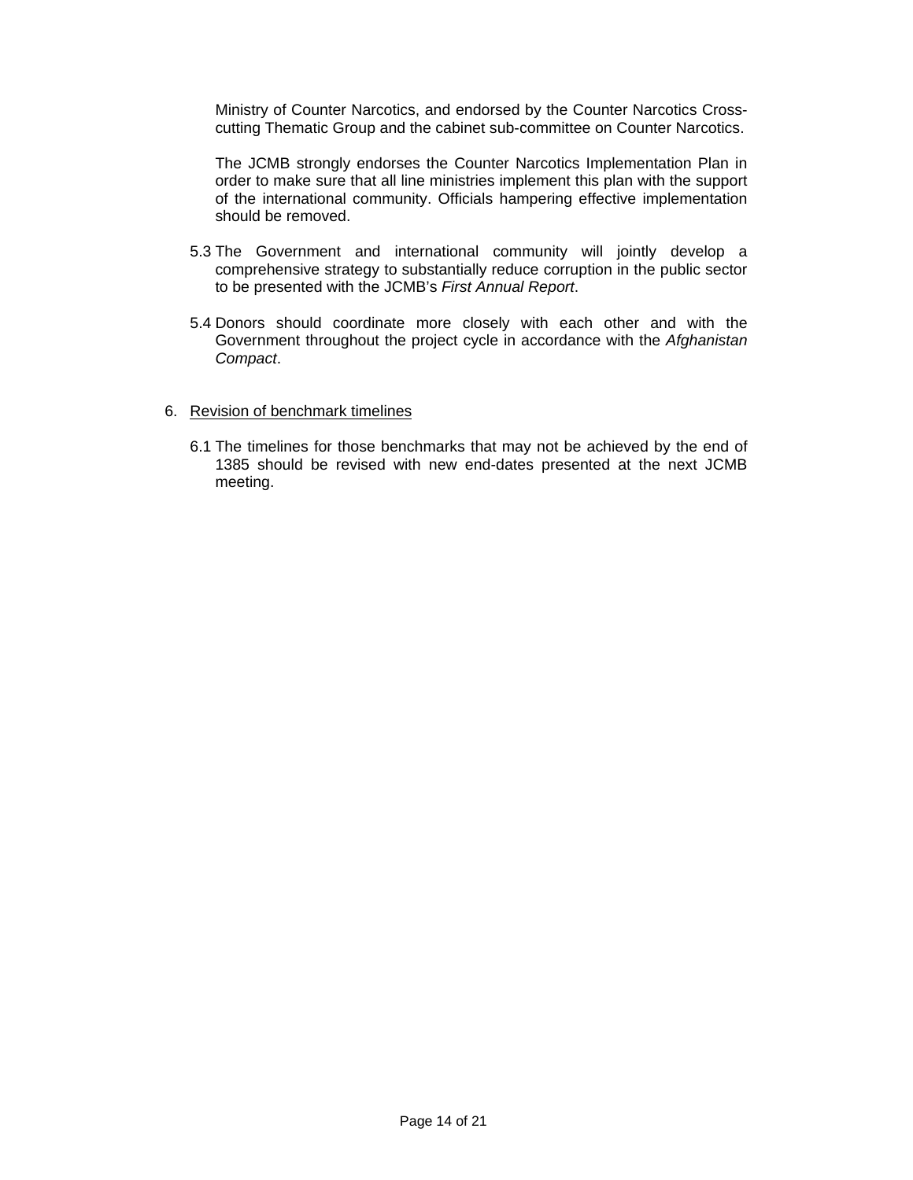Ministry of Counter Narcotics, and endorsed by the Counter Narcotics Cross-cutting Thematic Group and the cabinet sub-committee on Counter Narcotics.

The JCMB strongly endorses the Counter Narcotics Implementation Plan in order to make sure that all line ministries implement this plan with the support of the international community. Officials hampering effective implementation should be removed.

5.3 The Government and international community will jointly develop a comprehensive strategy to substantially reduce corruption in the public sector to be presented with the JCMB's *First Annual Report*.

5.4 Donors should coordinate more closely with each other and with the Government throughout the project cycle in accordance with the *Afghanistan Compact*.

6. <u>Revision of benchmark timelines</u>

6.1 The timelines for those benchmarks that may not be achieved by the end of 1385 should be revised with new end-dates presented at the next JCMB meeting.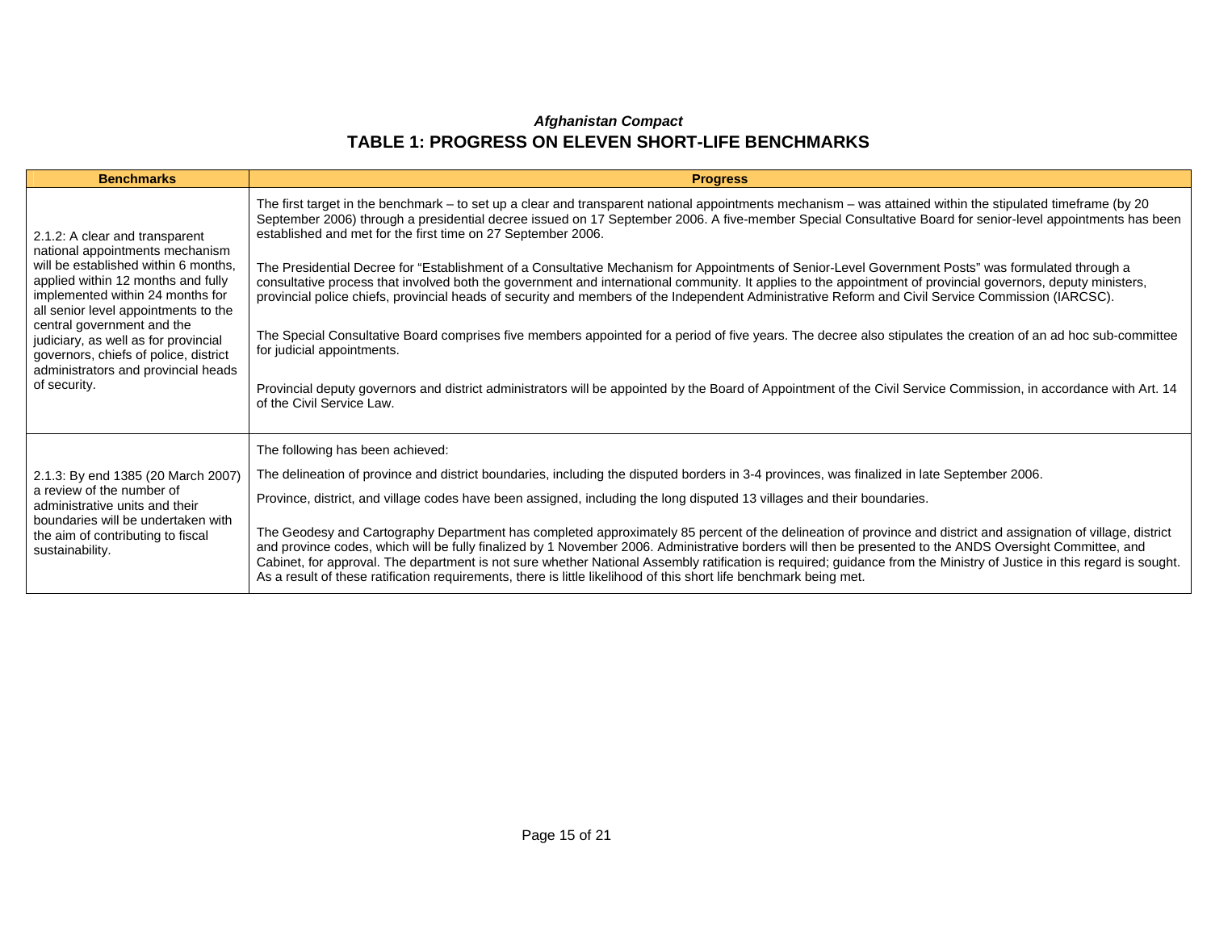*Afghanistan Compact*

## TABLE 1: PROGRESS ON ELEVEN SHORT-LIFE BENCHMARKS

| Benchmarks | Progress |
|---|---|
| 2.1.2: A clear and transparent national appointments mechanism will be established within 6 months, applied within 12 months and fully implemented within 24 months for all senior level appointments to the central government and the judiciary, as well as for provincial governors, chiefs of police, district administrators and provincial heads of security. | The first target in the benchmark – to set up a clear and transparent national appointments mechanism – was attained within the stipulated timeframe (by 20 September 2006) through a presidential decree issued on 17 September 2006. A five-member Special Consultative Board for senior-level appointments has been established and met for the first time on 27 September 2006.<br><br>The Presidential Decree for "Establishment of a Consultative Mechanism for Appointments of Senior-Level Government Posts" was formulated through a consultative process that involved both the government and international community. It applies to the appointment of provincial governors, deputy ministers, provincial police chiefs, provincial heads of security and members of the Independent Administrative Reform and Civil Service Commission (IARCSC).<br><br>The Special Consultative Board comprises five members appointed for a period of five years. The decree also stipulates the creation of an ad hoc sub-committee for judicial appointments.<br><br>Provincial deputy governors and district administrators will be appointed by the Board of Appointment of the Civil Service Commission, in accordance with Art. 14 of the Civil Service Law. |
| 2.1.3: By end 1385 (20 March 2007) a review of the number of administrative units and their boundaries will be undertaken with the aim of contributing to fiscal sustainability. | The following has been achieved:<br><br>The delineation of province and district boundaries, including the disputed borders in 3-4 provinces, was finalized in late September 2006.<br><br>Province, district, and village codes have been assigned, including the long disputed 13 villages and their boundaries.<br><br>The Geodesy and Cartography Department has completed approximately 85 percent of the delineation of province and district and assignation of village, district and province codes, which will be fully finalized by 1 November 2006. Administrative borders will then be presented to the ANDS Oversight Committee, and Cabinet, for approval. The department is not sure whether National Assembly ratification is required; guidance from the Ministry of Justice in this regard is sought. As a result of these ratification requirements, there is little likelihood of this short life benchmark being met. |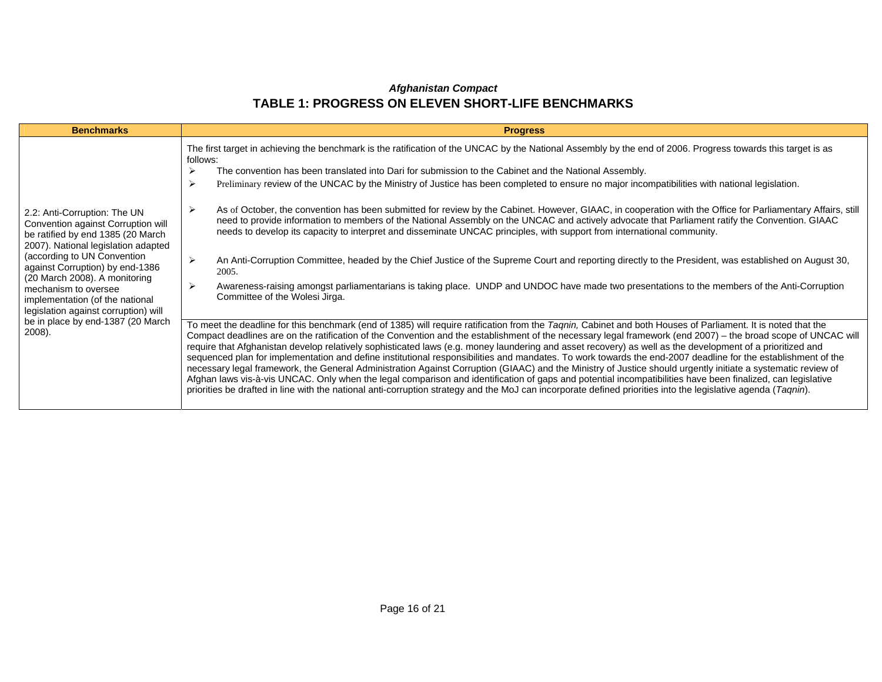*Afghanistan Compact*

## TABLE 1: PROGRESS ON ELEVEN SHORT-LIFE BENCHMARKS

| Benchmarks | Progress |
|---|---|
| 2.2: Anti-Corruption: The UN Convention against Corruption will be ratified by end 1385 (20 March 2007). National legislation adapted (according to UN Convention against Corruption) by end-1386 (20 March 2008). A monitoring mechanism to oversee implementation (of the national legislation against corruption) will be in place by end-1387 (20 March 2008). | The first target in achieving the benchmark is the ratification of the UNCAC by the National Assembly by the end of 2006. Progress towards this target is as follows:<br>➢ The convention has been translated into Dari for submission to the Cabinet and the National Assembly.<br>➢ Preliminary review of the UNCAC by the Ministry of Justice has been completed to ensure no major incompatibilities with national legislation.<br>➢ As of October, the convention has been submitted for review by the Cabinet. However, GIAAC, in cooperation with the Office for Parliamentary Affairs, still need to provide information to members of the National Assembly on the UNCAC and actively advocate that Parliament ratify the Convention. GIAAC needs to develop its capacity to interpret and disseminate UNCAC principles, with support from international community.<br>➢ An Anti-Corruption Committee, headed by the Chief Justice of the Supreme Court and reporting directly to the President, was established on August 30, 2005.<br>➢ Awareness-raising amongst parliamentarians is taking place. UNDP and UNDOC have made two presentations to the members of the Anti-Corruption Committee of the Wolesi Jirga. |
| | To meet the deadline for this benchmark (end of 1385) will require ratification from the *Taqnin,* Cabinet and both Houses of Parliament. It is noted that the Compact deadlines are on the ratification of the Convention and the establishment of the necessary legal framework (end 2007) – the broad scope of UNCAC will require that Afghanistan develop relatively sophisticated laws (e.g. money laundering and asset recovery) as well as the development of a prioritized and sequenced plan for implementation and define institutional responsibilities and mandates. To work towards the end-2007 deadline for the establishment of the necessary legal framework, the General Administration Against Corruption (GIAAC) and the Ministry of Justice should urgently initiate a systematic review of Afghan laws vis-à-vis UNCAC. Only when the legal comparison and identification of gaps and potential incompatibilities have been finalized, can legislative priorities be drafted in line with the national anti-corruption strategy and the MoJ can incorporate defined priorities into the legislative agenda (*Taqnin*). |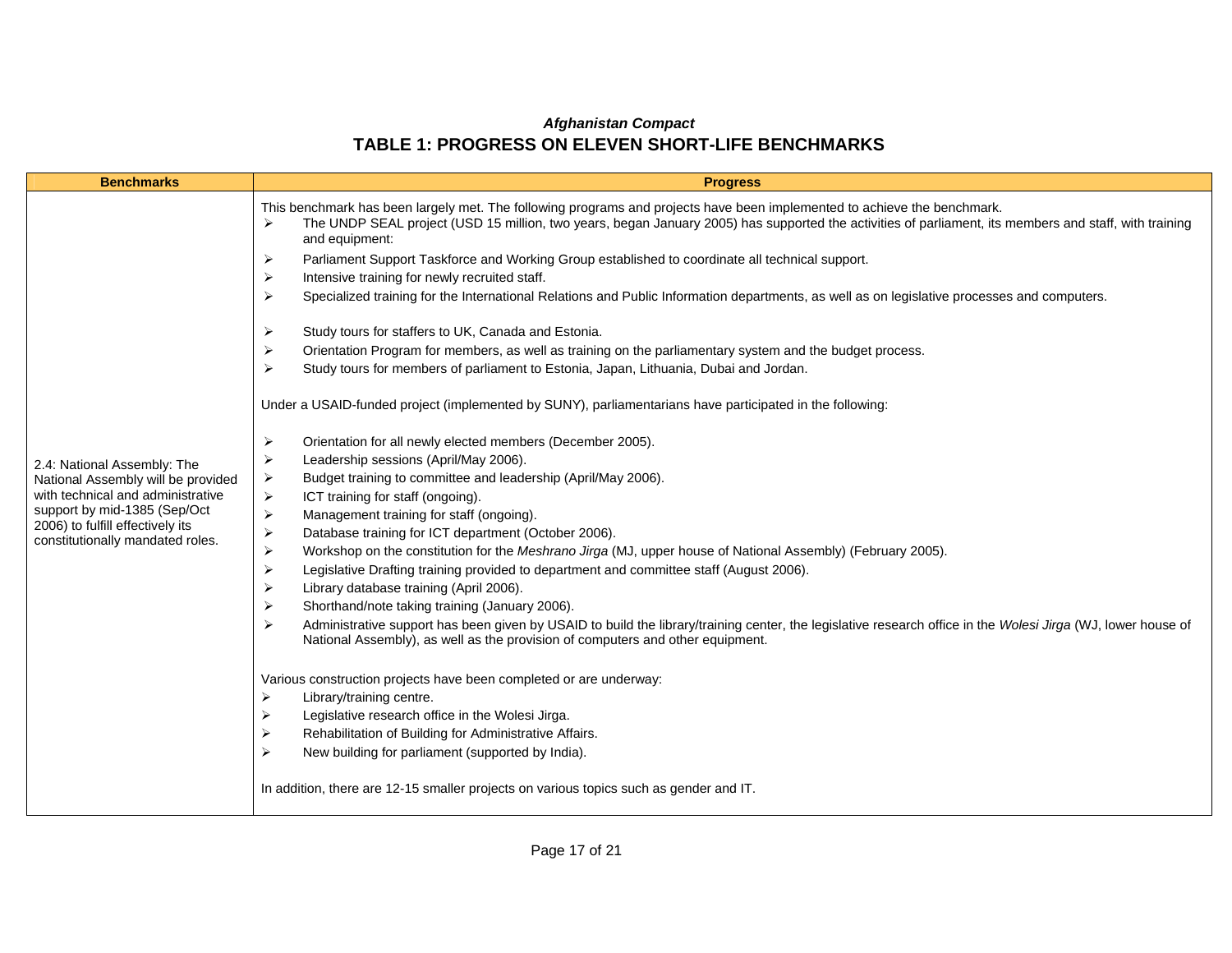*Afghanistan Compact*

## TABLE 1: PROGRESS ON ELEVEN SHORT-LIFE BENCHMARKS

| Benchmarks | Progress |
|---|---|
| 2.4: National Assembly: The National Assembly will be provided with technical and administrative support by mid-1385 (Sep/Oct 2006) to fulfill effectively its constitutionally mandated roles. | This benchmark has been largely met. The following programs and projects have been implemented to achieve the benchmark.<br>➢ The UNDP SEAL project (USD 15 million, two years, began January 2005) has supported the activities of parliament, its members and staff, with training and equipment:<br>➢ Parliament Support Taskforce and Working Group established to coordinate all technical support.<br>➢ Intensive training for newly recruited staff.<br>➢ Specialized training for the International Relations and Public Information departments, as well as on legislative processes and computers.<br>➢ Study tours for staffers to UK, Canada and Estonia.<br>➢ Orientation Program for members, as well as training on the parliamentary system and the budget process.<br>➢ Study tours for members of parliament to Estonia, Japan, Lithuania, Dubai and Jordan.<br><br>Under a USAID-funded project (implemented by SUNY), parliamentarians have participated in the following:<br><br>➢ Orientation for all newly elected members (December 2005).<br>➢ Leadership sessions (April/May 2006).<br>➢ Budget training to committee and leadership (April/May 2006).<br>➢ ICT training for staff (ongoing).<br>➢ Management training for staff (ongoing).<br>➢ Database training for ICT department (October 2006).<br>➢ Workshop on the constitution for the *Meshrano Jirga* (MJ, upper house of National Assembly) (February 2005).<br>➢ Legislative Drafting training provided to department and committee staff (August 2006).<br>➢ Library database training (April 2006).<br>➢ Shorthand/note taking training (January 2006).<br>➢ Administrative support has been given by USAID to build the library/training center, the legislative research office in the *Wolesi Jirga* (WJ, lower house of National Assembly), as well as the provision of computers and other equipment.<br><br>Various construction projects have been completed or are underway:<br>➢ Library/training centre.<br>➢ Legislative research office in the Wolesi Jirga.<br>➢ Rehabilitation of Building for Administrative Affairs.<br>➢ New building for parliament (supported by India).<br><br>In addition, there are 12-15 smaller projects on various topics such as gender and IT. |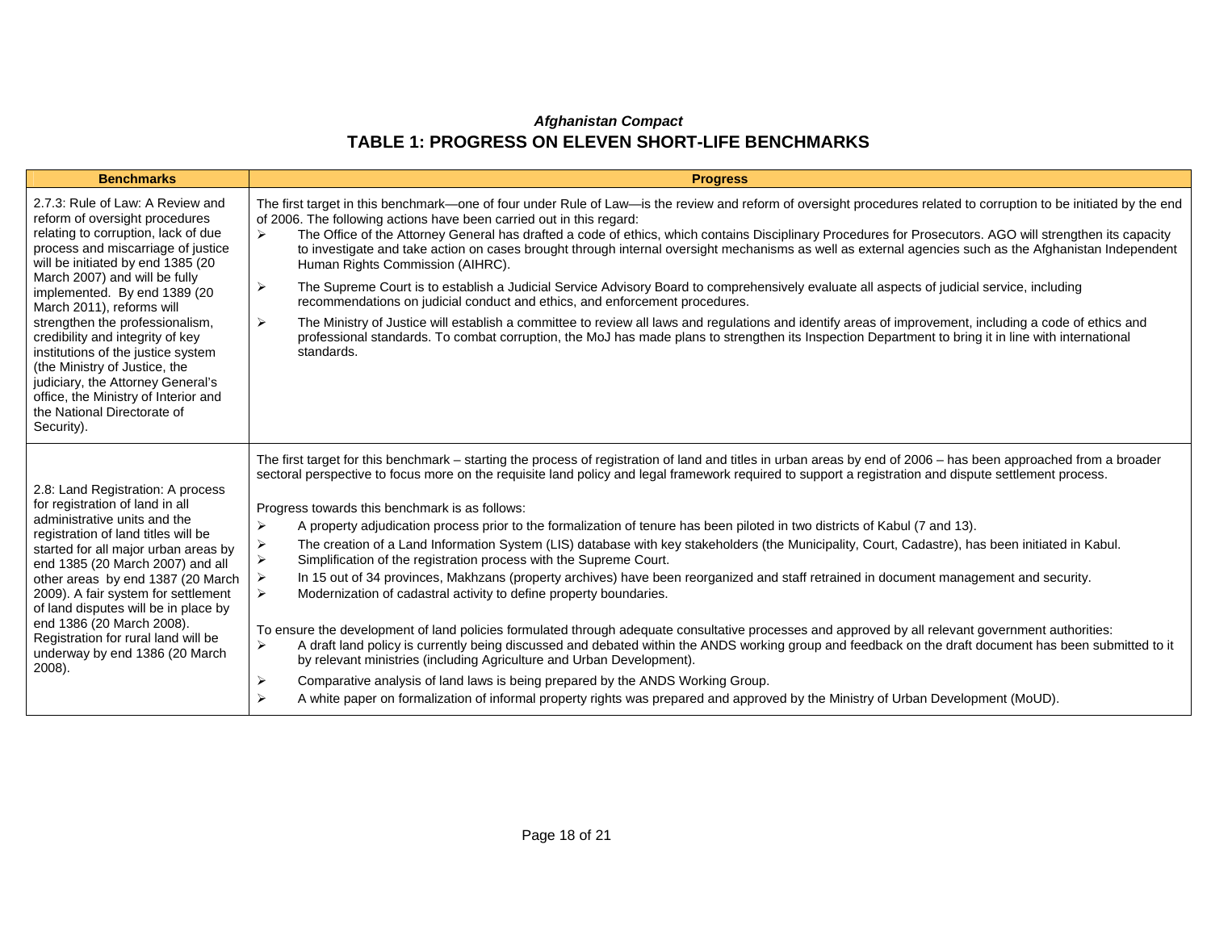*Afghanistan Compact*

# TABLE 1: PROGRESS ON ELEVEN SHORT-LIFE BENCHMARKS

| Benchmarks | Progress |
|---|---|
| 2.7.3: Rule of Law: A Review and reform of oversight procedures relating to corruption, lack of due process and miscarriage of justice will be initiated by end 1385 (20 March 2007) and will be fully implemented. By end 1389 (20 March 2011), reforms will strengthen the professionalism, credibility and integrity of key institutions of the justice system (the Ministry of Justice, the judiciary, the Attorney General's office, the Ministry of Interior and the National Directorate of Security). | The first target in this benchmark—one of four under Rule of Law—is the review and reform of oversight procedures related to corruption to be initiated by the end of 2006. The following actions have been carried out in this regard:<br>➢ The Office of the Attorney General has drafted a code of ethics, which contains Disciplinary Procedures for Prosecutors. AGO will strengthen its capacity to investigate and take action on cases brought through internal oversight mechanisms as well as external agencies such as the Afghanistan Independent Human Rights Commission (AIHRC).<br>➢ The Supreme Court is to establish a Judicial Service Advisory Board to comprehensively evaluate all aspects of judicial service, including recommendations on judicial conduct and ethics, and enforcement procedures.<br>➢ The Ministry of Justice will establish a committee to review all laws and regulations and identify areas of improvement, including a code of ethics and professional standards. To combat corruption, the MoJ has made plans to strengthen its Inspection Department to bring it in line with international standards. |
| 2.8: Land Registration: A process for registration of land in all administrative units and the registration of land titles will be started for all major urban areas by end 1385 (20 March 2007) and all other areas by end 1387 (20 March 2009). A fair system for settlement of land disputes will be in place by end 1386 (20 March 2008). Registration for rural land will be underway by end 1386 (20 March 2008). | The first target for this benchmark – starting the process of registration of land and titles in urban areas by end of 2006 – has been approached from a broader sectoral perspective to focus more on the requisite land policy and legal framework required to support a registration and dispute settlement process.<br><br>Progress towards this benchmark is as follows:<br>➢ A property adjudication process prior to the formalization of tenure has been piloted in two districts of Kabul (7 and 13).<br>➢ The creation of a Land Information System (LIS) database with key stakeholders (the Municipality, Court, Cadastre), has been initiated in Kabul.<br>➢ Simplification of the registration process with the Supreme Court.<br>➢ In 15 out of 34 provinces, Makhzans (property archives) have been reorganized and staff retrained in document management and security.<br>➢ Modernization of cadastral activity to define property boundaries.<br><br>To ensure the development of land policies formulated through adequate consultative processes and approved by all relevant government authorities:<br>➢ A draft land policy is currently being discussed and debated within the ANDS working group and feedback on the draft document has been submitted to it by relevant ministries (including Agriculture and Urban Development).<br>➢ Comparative analysis of land laws is being prepared by the ANDS Working Group.<br>➢ A white paper on formalization of informal property rights was prepared and approved by the Ministry of Urban Development (MoUD). |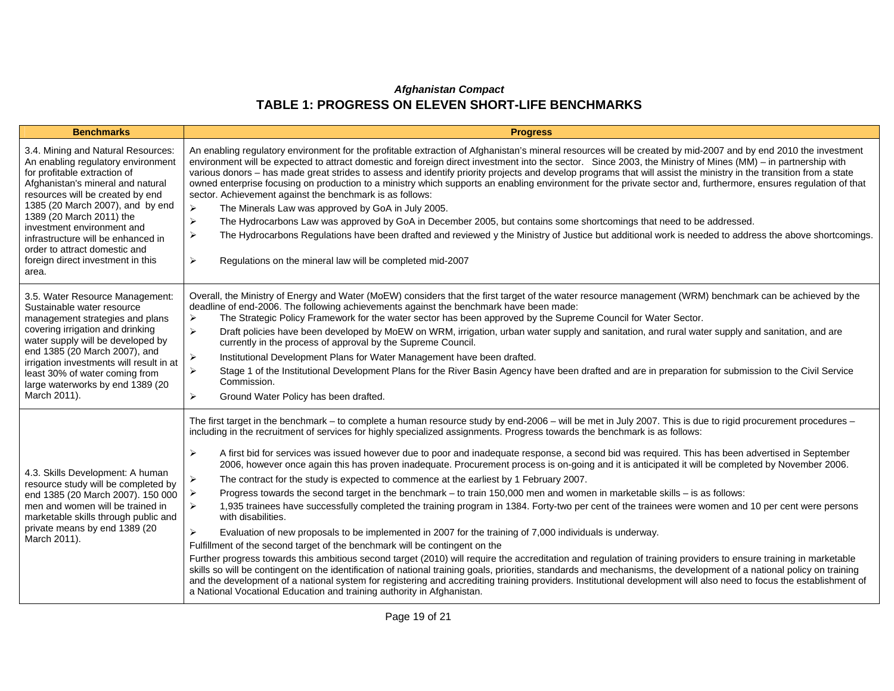*Afghanistan Compact*

## TABLE 1: PROGRESS ON ELEVEN SHORT-LIFE BENCHMARKS

| Benchmarks | Progress |
|---|---|
| 3.4. Mining and Natural Resources: An enabling regulatory environment for profitable extraction of Afghanistan's mineral and natural resources will be created by end 1385 (20 March 2007), and by end 1389 (20 March 2011) the investment environment and infrastructure will be enhanced in order to attract domestic and foreign direct investment in this area. | An enabling regulatory environment for the profitable extraction of Afghanistan's mineral resources will be created by mid-2007 and by end 2010 the investment environment will be expected to attract domestic and foreign direct investment into the sector. Since 2003, the Ministry of Mines (MM) – in partnership with various donors – has made great strides to assess and identify priority projects and develop programs that will assist the ministry in the transition from a state owned enterprise focusing on production to a ministry which supports an enabling environment for the private sector and, furthermore, ensures regulation of that sector. Achievement against the benchmark is as follows:<br>➢ The Minerals Law was approved by GoA in July 2005.<br>➢ The Hydrocarbons Law was approved by GoA in December 2005, but contains some shortcomings that need to be addressed.<br>➢ The Hydrocarbons Regulations have been drafted and reviewed y the Ministry of Justice but additional work is needed to address the above shortcomings.<br>➢ Regulations on the mineral law will be completed mid-2007 |
| 3.5. Water Resource Management: Sustainable water resource management strategies and plans covering irrigation and drinking water supply will be developed by end 1385 (20 March 2007), and irrigation investments will result in at least 30% of water coming from large waterworks by end 1389 (20 March 2011). | Overall, the Ministry of Energy and Water (MoEW) considers that the first target of the water resource management (WRM) benchmark can be achieved by the deadline of end-2006. The following achievements against the benchmark have been made:<br>➢ The Strategic Policy Framework for the water sector has been approved by the Supreme Council for Water Sector.<br>➢ Draft policies have been developed by MoEW on WRM, irrigation, urban water supply and sanitation, and rural water supply and sanitation, and are currently in the process of approval by the Supreme Council.<br>➢ Institutional Development Plans for Water Management have been drafted.<br>➢ Stage 1 of the Institutional Development Plans for the River Basin Agency have been drafted and are in preparation for submission to the Civil Service Commission.<br>➢ Ground Water Policy has been drafted. |
| 4.3. Skills Development: A human resource study will be completed by end 1385 (20 March 2007). 150 000 men and women will be trained in marketable skills through public and private means by end 1389 (20 March 2011). | The first target in the benchmark – to complete a human resource study by end-2006 – will be met in July 2007. This is due to rigid procurement procedures – including in the recruitment of services for highly specialized assignments. Progress towards the benchmark is as follows:<br>➢ A first bid for services was issued however due to poor and inadequate response, a second bid was required. This has been advertised in September 2006, however once again this has proven inadequate. Procurement process is on-going and it is anticipated it will be completed by November 2006.<br>➢ The contract for the study is expected to commence at the earliest by 1 February 2007.<br>➢ Progress towards the second target in the benchmark – to train 150,000 men and women in marketable skills – is as follows:<br>➢ 1,935 trainees have successfully completed the training program in 1384. Forty-two per cent of the trainees were women and 10 per cent were persons with disabilities.<br>➢ Evaluation of new proposals to be implemented in 2007 for the training of 7,000 individuals is underway.<br>Fulfillment of the second target of the benchmark will be contingent on the<br>Further progress towards this ambitious second target (2010) will require the accreditation and regulation of training providers to ensure training in marketable skills so will be contingent on the identification of national training goals, priorities, standards and mechanisms, the development of a national policy on training and the development of a national system for registering and accrediting training providers. Institutional development will also need to focus the establishment of a National Vocational Education and training authority in Afghanistan. |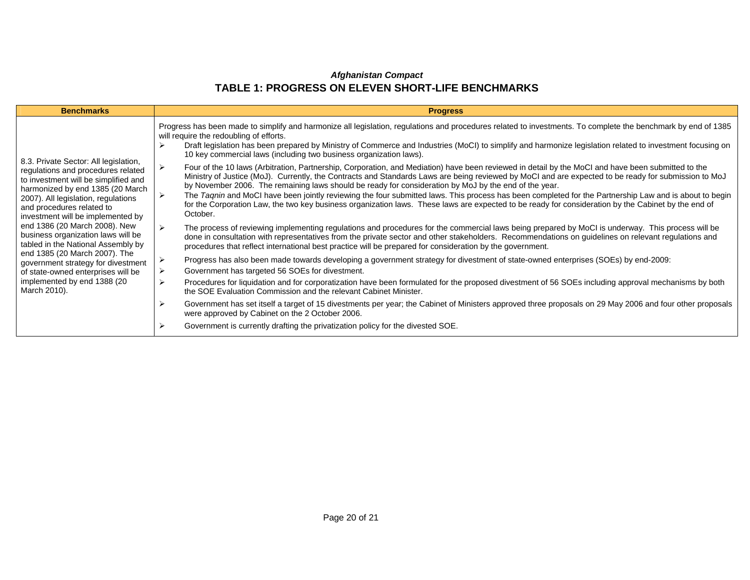*Afghanistan Compact*

## TABLE 1: PROGRESS ON ELEVEN SHORT-LIFE BENCHMARKS

| Benchmarks | Progress |
|---|---|
| 8.3. Private Sector: All legislation, regulations and procedures related to investment will be simplified and harmonized by end 1385 (20 March 2007). All legislation, regulations and procedures related to investment will be implemented by end 1386 (20 March 2008). New business organization laws will be tabled in the National Assembly by end 1385 (20 March 2007). The government strategy for divestment of state-owned enterprises will be implemented by end 1388 (20 March 2010). | Progress has been made to simplify and harmonize all legislation, regulations and procedures related to investments. To complete the benchmark by end of 1385 will require the redoubling of efforts.<br>➢ Draft legislation has been prepared by Ministry of Commerce and Industries (MoCI) to simplify and harmonize legislation related to investment focusing on 10 key commercial laws (including two business organization laws).<br>➢ Four of the 10 laws (Arbitration, Partnership, Corporation, and Mediation) have been reviewed in detail by the MoCI and have been submitted to the Ministry of Justice (MoJ). Currently, the Contracts and Standards Laws are being reviewed by MoCI and are expected to be ready for submission to MoJ by November 2006. The remaining laws should be ready for consideration by MoJ by the end of the year.<br>➢ The *Taqnin* and MoCI have been jointly reviewing the four submitted laws. This process has been completed for the Partnership Law and is about to begin for the Corporation Law, the two key business organization laws. These laws are expected to be ready for consideration by the Cabinet by the end of October.<br>➢ The process of reviewing implementing regulations and procedures for the commercial laws being prepared by MoCI is underway. This process will be done in consultation with representatives from the private sector and other stakeholders. Recommendations on guidelines on relevant regulations and procedures that reflect international best practice will be prepared for consideration by the government.<br>➢ Progress has also been made towards developing a government strategy for divestment of state-owned enterprises (SOEs) by end-2009:<br>➢ Government has targeted 56 SOEs for divestment.<br>➢ Procedures for liquidation and for corporatization have been formulated for the proposed divestment of 56 SOEs including approval mechanisms by both the SOE Evaluation Commission and the relevant Cabinet Minister.<br>➢ Government has set itself a target of 15 divestments per year; the Cabinet of Ministers approved three proposals on 29 May 2006 and four other proposals were approved by Cabinet on the 2 October 2006.<br>➢ Government is currently drafting the privatization policy for the divested SOE. |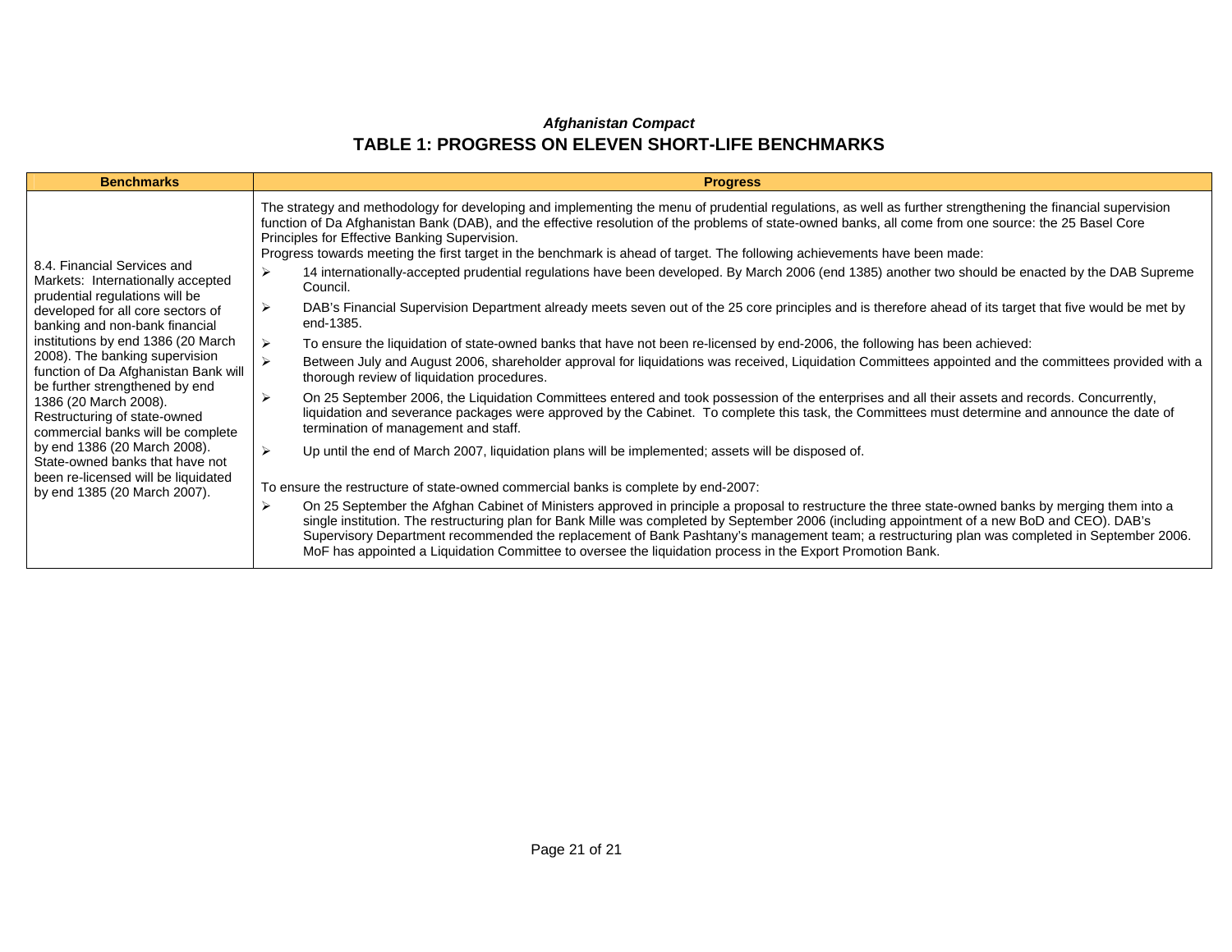*Afghanistan Compact*

**TABLE 1: PROGRESS ON ELEVEN SHORT-LIFE BENCHMARKS**

| Benchmarks | Progress |
|---|---|
| 8.4. Financial Services and Markets: Internationally accepted prudential regulations will be developed for all core sectors of banking and non-bank financial institutions by end 1386 (20 March 2008). The banking supervision function of Da Afghanistan Bank will be further strengthened by end 1386 (20 March 2008). Restructuring of state-owned commercial banks will be complete by end 1386 (20 March 2008). State-owned banks that have not been re-licensed will be liquidated by end 1385 (20 March 2007). | The strategy and methodology for developing and implementing the menu of prudential regulations, as well as further strengthening the financial supervision function of Da Afghanistan Bank (DAB), and the effective resolution of the problems of state-owned banks, all come from one source: the 25 Basel Core Principles for Effective Banking Supervision.<br>Progress towards meeting the first target in the benchmark is ahead of target. The following achievements have been made:<br>➢ 14 internationally-accepted prudential regulations have been developed. By March 2006 (end 1385) another two should be enacted by the DAB Supreme Council.<br>➢ DAB's Financial Supervision Department already meets seven out of the 25 core principles and is therefore ahead of its target that five would be met by end-1385.<br>➢ To ensure the liquidation of state-owned banks that have not been re-licensed by end-2006, the following has been achieved:<br>➢ Between July and August 2006, shareholder approval for liquidations was received, Liquidation Committees appointed and the committees provided with a thorough review of liquidation procedures.<br>➢ On 25 September 2006, the Liquidation Committees entered and took possession of the enterprises and all their assets and records. Concurrently, liquidation and severance packages were approved by the Cabinet. To complete this task, the Committees must determine and announce the date of termination of management and staff.<br>➢ Up until the end of March 2007, liquidation plans will be implemented; assets will be disposed of.<br><br>To ensure the restructure of state-owned commercial banks is complete by end-2007:<br>➢ On 25 September the Afghan Cabinet of Ministers approved in principle a proposal to restructure the three state-owned banks by merging them into a single institution. The restructuring plan for Bank Mille was completed by September 2006 (including appointment of a new BoD and CEO). DAB's Supervisory Department recommended the replacement of Bank Pashtany's management team; a restructuring plan was completed in September 2006. MoF has appointed a Liquidation Committee to oversee the liquidation process in the Export Promotion Bank. |